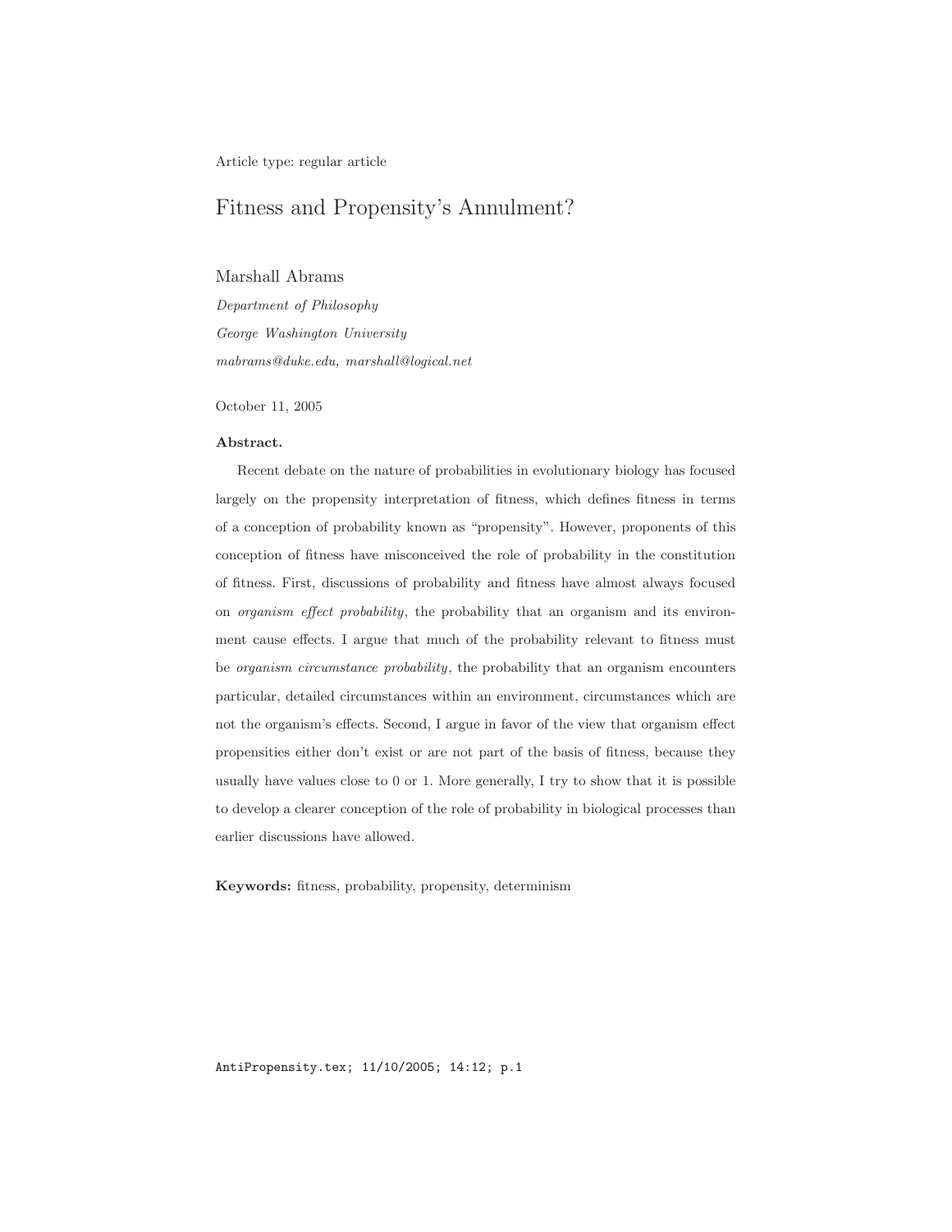Article type: regular article

# Fitness and Propensity's Annulment?

Marshall Abrams

*Department of Philosophy*

*George Washington University*

*mabrams@duke.edu, marshall@logical.net*

October 11, 2005

**Abstract.**

Recent debate on the nature of probabilities in evolutionary biology has focused largely on the propensity interpretation of fitness, which defines fitness in terms of a conception of probability known as "propensity". However, proponents of this conception of fitness have misconceived the role of probability in the constitution of fitness. First, discussions of probability and fitness have almost always focused on *organism effect probability*, the probability that an organism and its environment cause effects. I argue that much of the probability relevant to fitness must be *organism circumstance probability*, the probability that an organism encounters particular, detailed circumstances within an environment, circumstances which are not the organism's effects. Second, I argue in favor of the view that organism effect propensities either don't exist or are not part of the basis of fitness, because they usually have values close to 0 or 1. More generally, I try to show that it is possible to develop a clearer conception of the role of probability in biological processes than earlier discussions have allowed.

**Keywords:** fitness, probability, propensity, determinism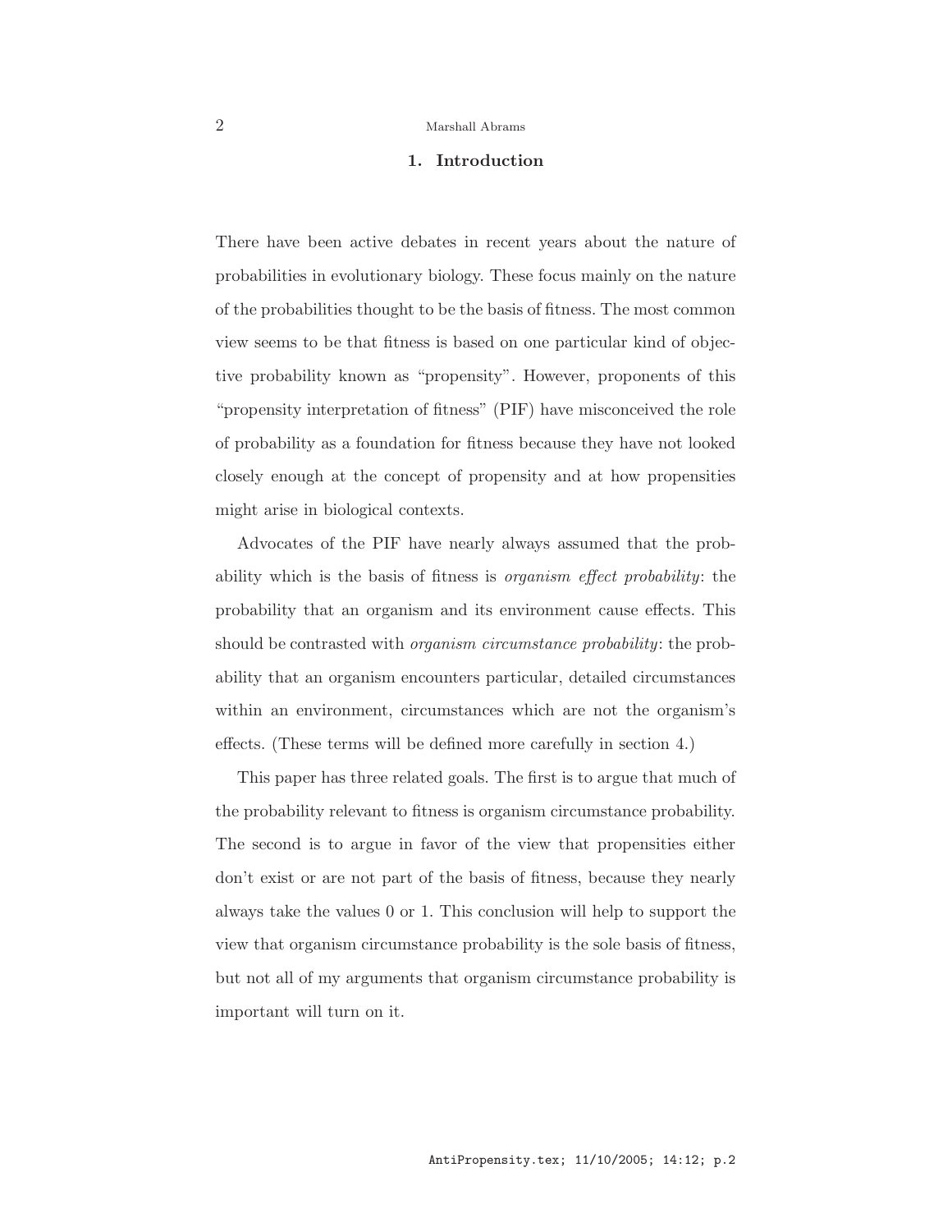## 1. Introduction

There have been active debates in recent years about the nature of probabilities in evolutionary biology. These focus mainly on the nature of the probabilities thought to be the basis of fitness. The most common view seems to be that fitness is based on one particular kind of objective probability known as "propensity". However, proponents of this "propensity interpretation of fitness" (PIF) have misconceived the role of probability as a foundation for fitness because they have not looked closely enough at the concept of propensity and at how propensities might arise in biological contexts.

Advocates of the PIF have nearly always assumed that the probability which is the basis of fitness is *organism effect probability*: the probability that an organism and its environment cause effects. This should be contrasted with *organism circumstance probability*: the probability that an organism encounters particular, detailed circumstances within an environment, circumstances which are not the organism's effects. (These terms will be defined more carefully in section 4.)

This paper has three related goals. The first is to argue that much of the probability relevant to fitness is organism circumstance probability. The second is to argue in favor of the view that propensities either don't exist or are not part of the basis of fitness, because they nearly always take the values 0 or 1. This conclusion will help to support the view that organism circumstance probability is the sole basis of fitness, but not all of my arguments that organism circumstance probability is important will turn on it.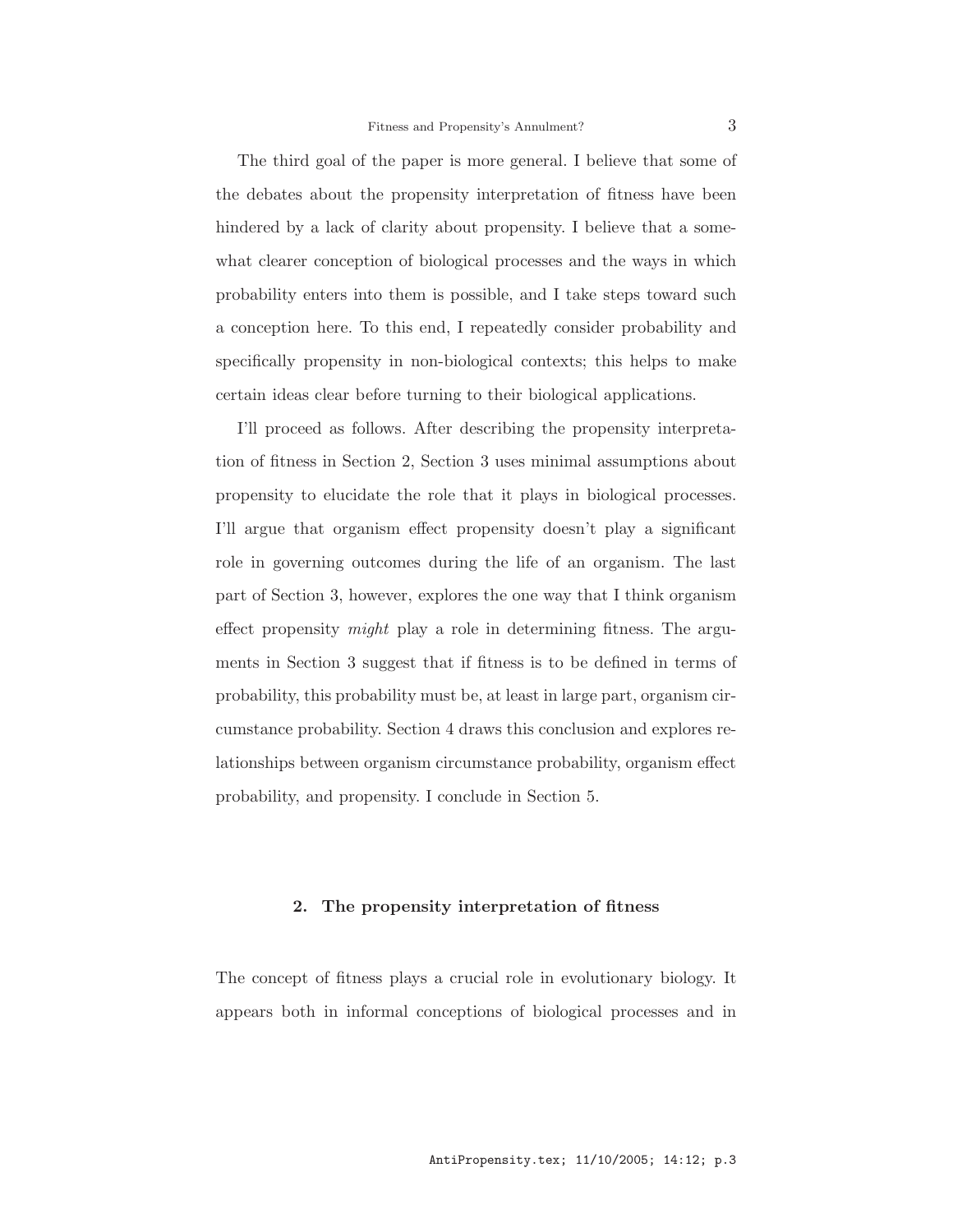The third goal of the paper is more general. I believe that some of the debates about the propensity interpretation of fitness have been hindered by a lack of clarity about propensity. I believe that a somewhat clearer conception of biological processes and the ways in which probability enters into them is possible, and I take steps toward such a conception here. To this end, I repeatedly consider probability and specifically propensity in non-biological contexts; this helps to make certain ideas clear before turning to their biological applications.

I'll proceed as follows. After describing the propensity interpretation of fitness in Section 2, Section 3 uses minimal assumptions about propensity to elucidate the role that it plays in biological processes. I'll argue that organism effect propensity doesn't play a significant role in governing outcomes during the life of an organism. The last part of Section 3, however, explores the one way that I think organism effect propensity *might* play a role in determining fitness. The arguments in Section 3 suggest that if fitness is to be defined in terms of probability, this probability must be, at least in large part, organism circumstance probability. Section 4 draws this conclusion and explores relationships between organism circumstance probability, organism effect probability, and propensity. I conclude in Section 5.

## 2. The propensity interpretation of fitness

The concept of fitness plays a crucial role in evolutionary biology. It appears both in informal conceptions of biological processes and in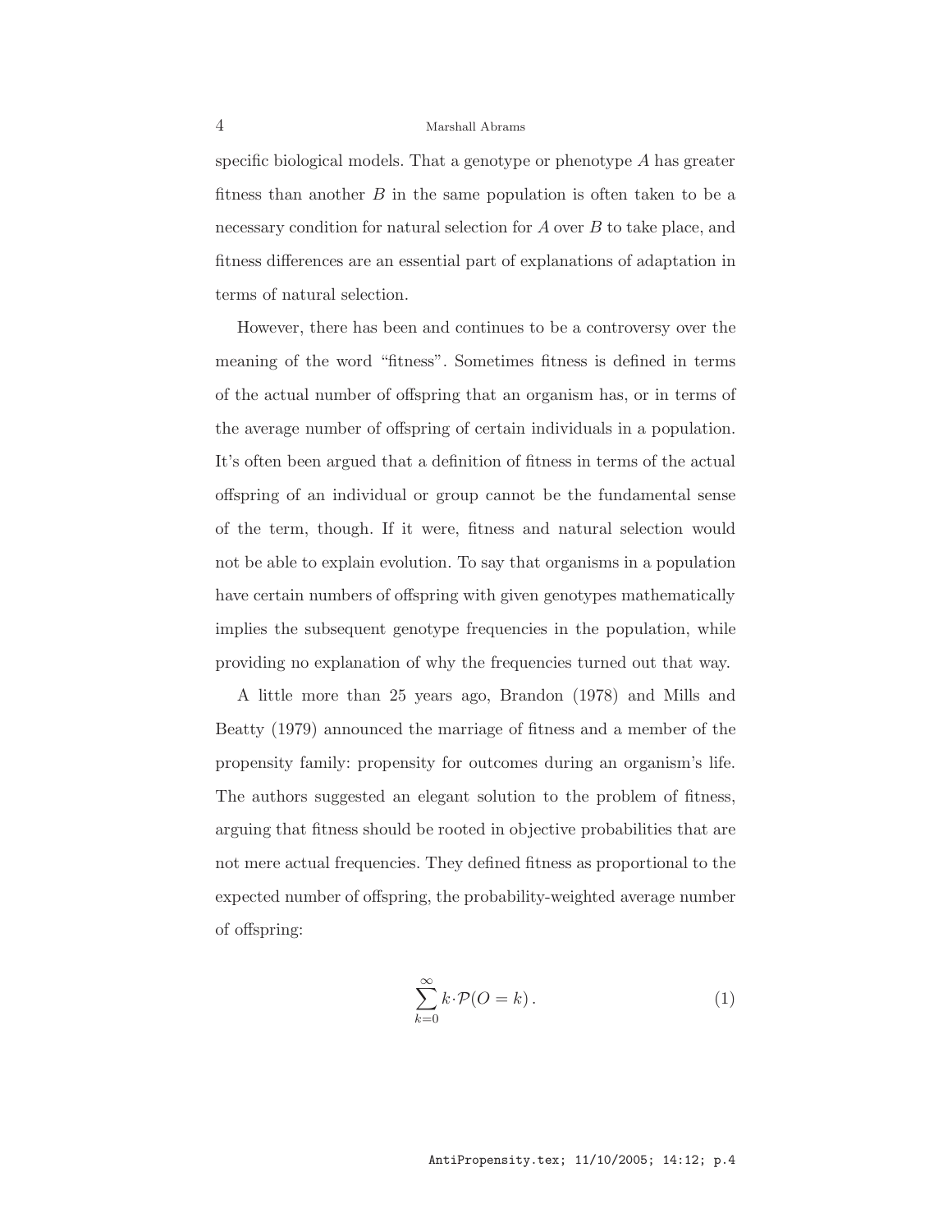specific biological models. That a genotype or phenotype $A$ has greater fitness than another $B$ in the same population is often taken to be a necessary condition for natural selection for $A$ over $B$ to take place, and fitness differences are an essential part of explanations of adaptation in terms of natural selection.

However, there has been and continues to be a controversy over the meaning of the word "fitness". Sometimes fitness is defined in terms of the actual number of offspring that an organism has, or in terms of the average number of offspring of certain individuals in a population. It's often been argued that a definition of fitness in terms of the actual offspring of an individual or group cannot be the fundamental sense of the term, though. If it were, fitness and natural selection would not be able to explain evolution. To say that organisms in a population have certain numbers of offspring with given genotypes mathematically implies the subsequent genotype frequencies in the population, while providing no explanation of why the frequencies turned out that way.

A little more than 25 years ago, Brandon (1978) and Mills and Beatty (1979) announced the marriage of fitness and a member of the propensity family: propensity for outcomes during an organism's life. The authors suggested an elegant solution to the problem of fitness, arguing that fitness should be rooted in objective probabilities that are not mere actual frequencies. They defined fitness as proportional to the expected number of offspring, the probability-weighted average number of offspring:

$$\sum_{k=0}^{\infty} k \cdot \mathcal{P}(O = k) \,. \tag{1}$$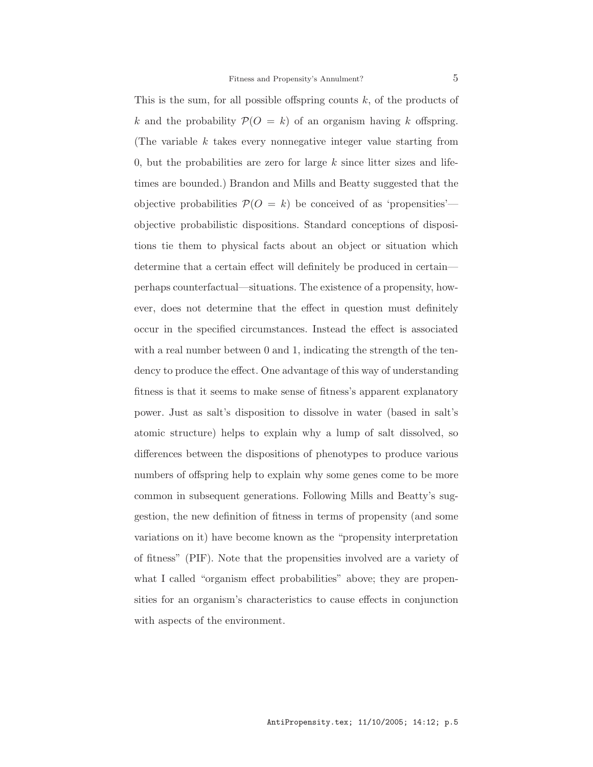This is the sum, for all possible offspring counts $k$, of the products of $k$ and the probability $\mathcal{P}(O = k)$ of an organism having $k$ offspring. (The variable $k$ takes every nonnegative integer value starting from 0, but the probabilities are zero for large $k$ since litter sizes and lifetimes are bounded.) Brandon and Mills and Beatty suggested that the objective probabilities $\mathcal{P}(O = k)$ be conceived of as 'propensities'—objective probabilistic dispositions. Standard conceptions of dispositions tie them to physical facts about an object or situation which determine that a certain effect will definitely be produced in certain—perhaps counterfactual—situations. The existence of a propensity, however, does not determine that the effect in question must definitely occur in the specified circumstances. Instead the effect is associated with a real number between 0 and 1, indicating the strength of the tendency to produce the effect. One advantage of this way of understanding fitness is that it seems to make sense of fitness's apparent explanatory power. Just as salt's disposition to dissolve in water (based in salt's atomic structure) helps to explain why a lump of salt dissolved, so differences between the dispositions of phenotypes to produce various numbers of offspring help to explain why some genes come to be more common in subsequent generations. Following Mills and Beatty's suggestion, the new definition of fitness in terms of propensity (and some variations on it) have become known as the "propensity interpretation of fitness" (PIF). Note that the propensities involved are a variety of what I called "organism effect probabilities" above; they are propensities for an organism's characteristics to cause effects in conjunction with aspects of the environment.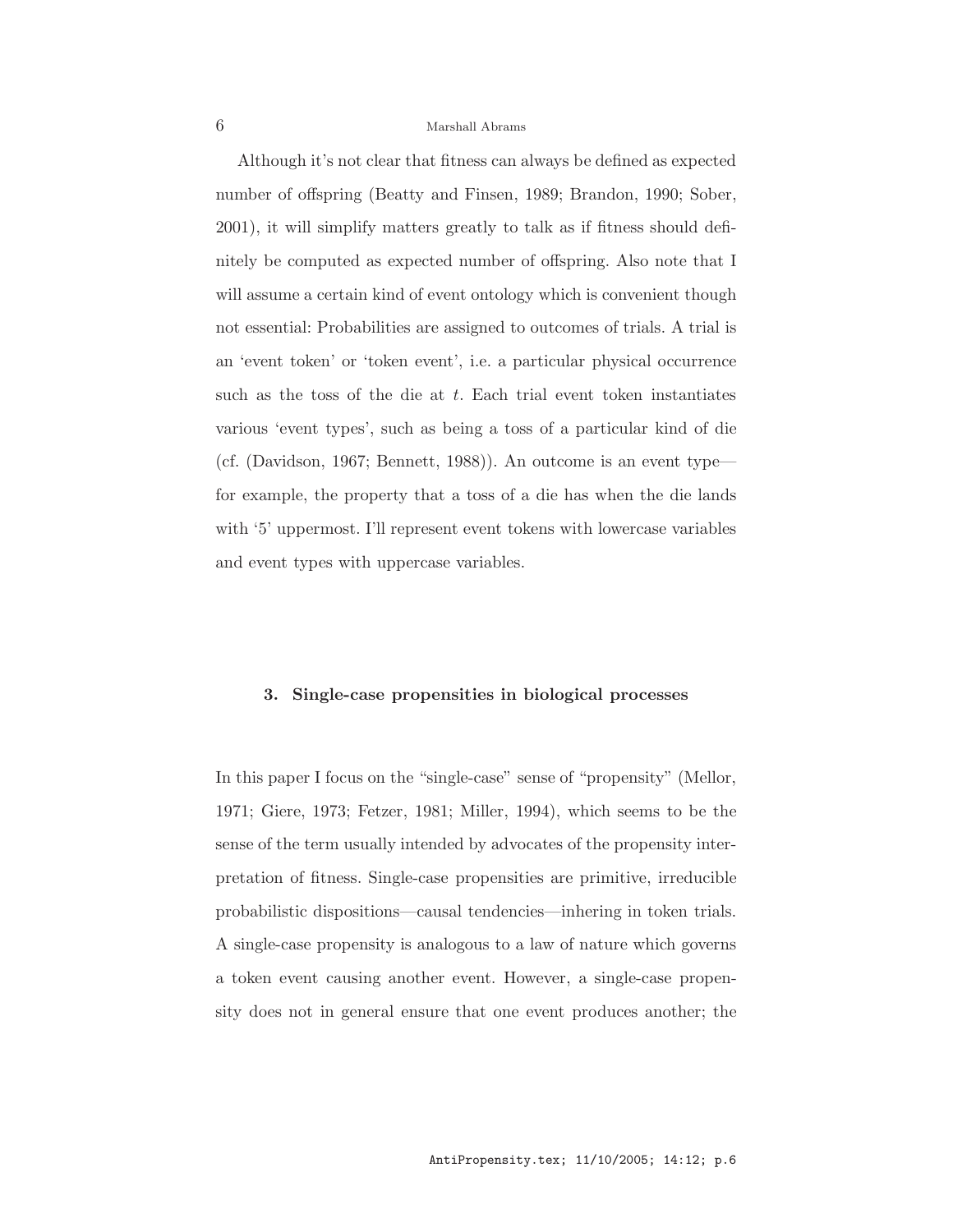Although it's not clear that fitness can always be defined as expected number of offspring (Beatty and Finsen, 1989; Brandon, 1990; Sober, 2001), it will simplify matters greatly to talk as if fitness should definitely be computed as expected number of offspring. Also note that I will assume a certain kind of event ontology which is convenient though not essential: Probabilities are assigned to outcomes of trials. A trial is an 'event token' or 'token event', i.e. a particular physical occurrence such as the toss of the die at $t$. Each trial event token instantiates various 'event types', such as being a toss of a particular kind of die (cf. (Davidson, 1967; Bennett, 1988)). An outcome is an event type—for example, the property that a toss of a die has when the die lands with '5' uppermost. I'll represent event tokens with lowercase variables and event types with uppercase variables.

## 3. Single-case propensities in biological processes

In this paper I focus on the "single-case" sense of "propensity" (Mellor, 1971; Giere, 1973; Fetzer, 1981; Miller, 1994), which seems to be the sense of the term usually intended by advocates of the propensity interpretation of fitness. Single-case propensities are primitive, irreducible probabilistic dispositions—causal tendencies—inhering in token trials. A single-case propensity is analogous to a law of nature which governs a token event causing another event. However, a single-case propensity does not in general ensure that one event produces another; the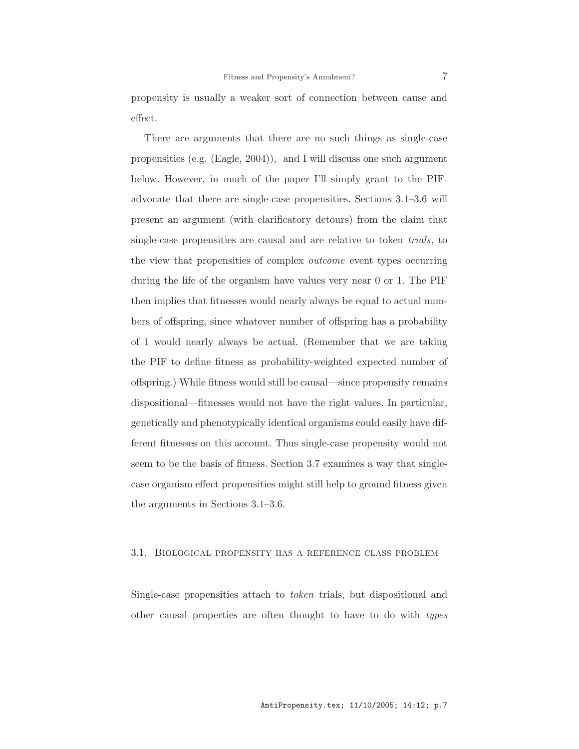propensity is usually a weaker sort of connection between cause and effect.

There are arguments that there are no such things as single-case propensities (e.g. (Eagle, 2004)), and I will discuss one such argument below. However, in much of the paper I'll simply grant to the PIF-advocate that there are single-case propensities. Sections 3.1–3.6 will present an argument (with clarificatory detours) from the claim that single-case propensities are causal and are relative to token *trials*, to the view that propensities of complex *outcome* event types occurring during the life of the organism have values very near 0 or 1. The PIF then implies that fitnesses would nearly always be equal to actual numbers of offspring, since whatever number of offspring has a probability of 1 would nearly always be actual. (Remember that we are taking the PIF to define fitness as probability-weighted expected number of offspring.) While fitness would still be causal—since propensity remains dispositional—fitnesses would not have the right values. In particular, genetically and phenotypically identical organisms could easily have different fitnesses on this account. Thus single-case propensity would not seem to be the basis of fitness. Section 3.7 examines a way that single-case organism effect propensities might still help to ground fitness given the arguments in Sections 3.1–3.6.

### 3.1. Biological propensity has a reference class problem

Single-case propensities attach to *token* trials, but dispositional and other causal properties are often thought to have to do with *types*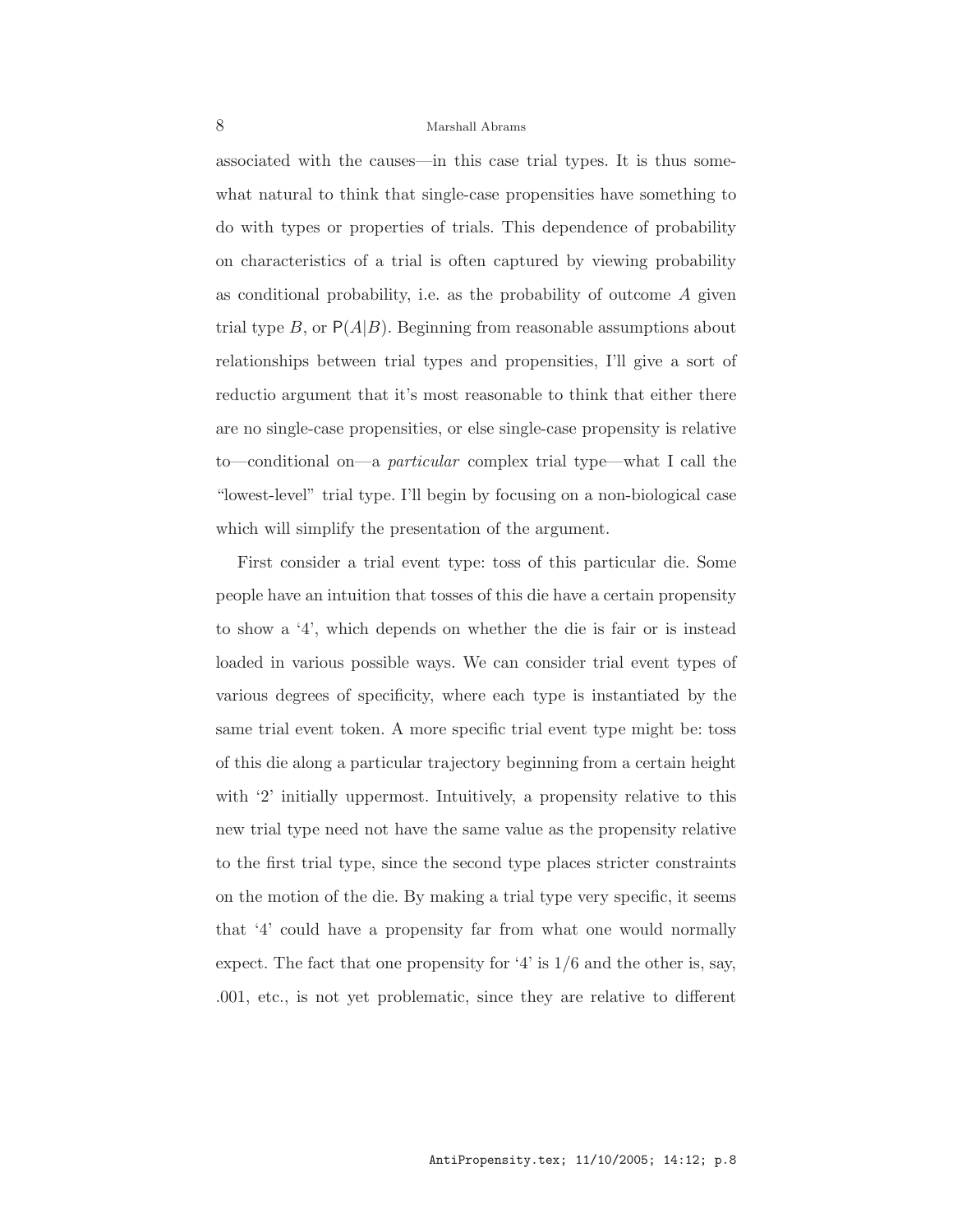associated with the causes—in this case trial types. It is thus somewhat natural to think that single-case propensities have something to do with types or properties of trials. This dependence of probability on characteristics of a trial is often captured by viewing probability as conditional probability, i.e. as the probability of outcome $A$ given trial type $B$, or $\mathsf{P}(A|B)$. Beginning from reasonable assumptions about relationships between trial types and propensities, I'll give a sort of reductio argument that it's most reasonable to think that either there are no single-case propensities, or else single-case propensity is relative to—conditional on—a *particular* complex trial type—what I call the "lowest-level" trial type. I'll begin by focusing on a non-biological case which will simplify the presentation of the argument.

First consider a trial event type: toss of this particular die. Some people have an intuition that tosses of this die have a certain propensity to show a '4', which depends on whether the die is fair or is instead loaded in various possible ways. We can consider trial event types of various degrees of specificity, where each type is instantiated by the same trial event token. A more specific trial event type might be: toss of this die along a particular trajectory beginning from a certain height with '2' initially uppermost. Intuitively, a propensity relative to this new trial type need not have the same value as the propensity relative to the first trial type, since the second type places stricter constraints on the motion of the die. By making a trial type very specific, it seems that '4' could have a propensity far from what one would normally expect. The fact that one propensity for '4' is $1/6$ and the other is, say, .001, etc., is not yet problematic, since they are relative to different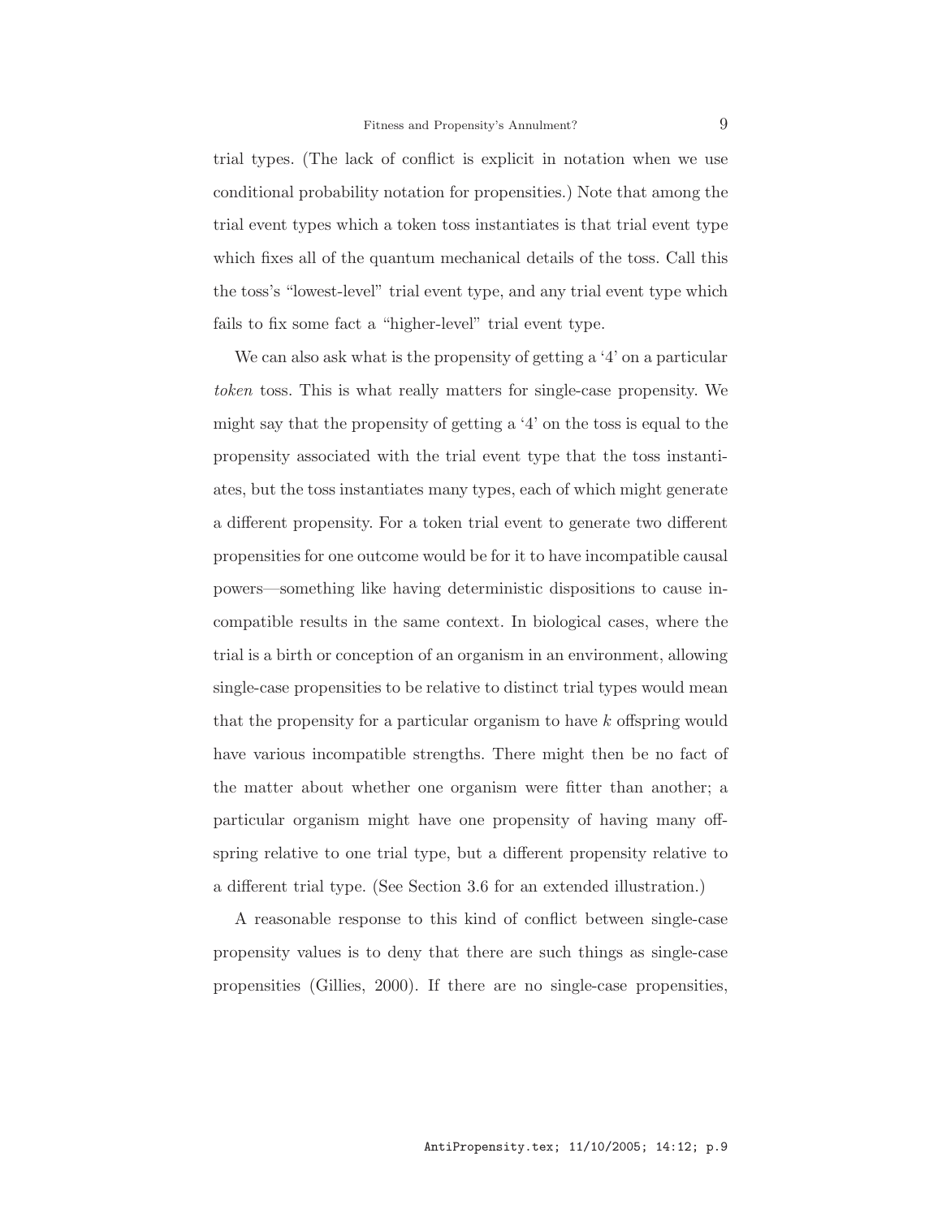trial types. (The lack of conflict is explicit in notation when we use conditional probability notation for propensities.) Note that among the trial event types which a token toss instantiates is that trial event type which fixes all of the quantum mechanical details of the toss. Call this the toss's "lowest-level" trial event type, and any trial event type which fails to fix some fact a "higher-level" trial event type.

We can also ask what is the propensity of getting a '4' on a particular *token* toss. This is what really matters for single-case propensity. We might say that the propensity of getting a '4' on the toss is equal to the propensity associated with the trial event type that the toss instantiates, but the toss instantiates many types, each of which might generate a different propensity. For a token trial event to generate two different propensities for one outcome would be for it to have incompatible causal powers—something like having deterministic dispositions to cause incompatible results in the same context. In biological cases, where the trial is a birth or conception of an organism in an environment, allowing single-case propensities to be relative to distinct trial types would mean that the propensity for a particular organism to have $k$ offspring would have various incompatible strengths. There might then be no fact of the matter about whether one organism were fitter than another; a particular organism might have one propensity of having many offspring relative to one trial type, but a different propensity relative to a different trial type. (See Section 3.6 for an extended illustration.)

A reasonable response to this kind of conflict between single-case propensity values is to deny that there are such things as single-case propensities (Gillies, 2000). If there are no single-case propensities,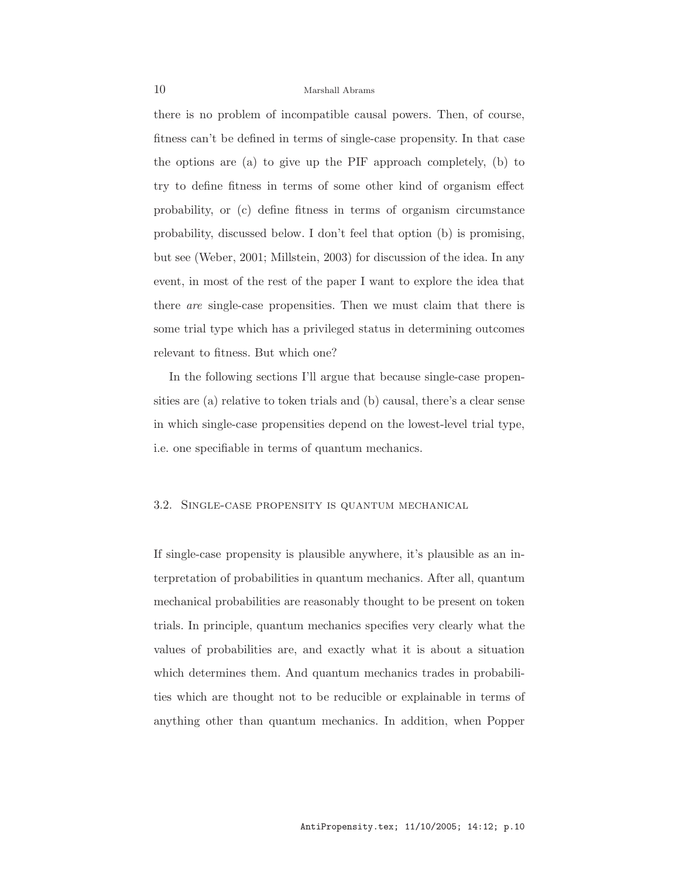there is no problem of incompatible causal powers. Then, of course, fitness can't be defined in terms of single-case propensity. In that case the options are (a) to give up the PIF approach completely, (b) to try to define fitness in terms of some other kind of organism effect probability, or (c) define fitness in terms of organism circumstance probability, discussed below. I don't feel that option (b) is promising, but see (Weber, 2001; Millstein, 2003) for discussion of the idea. In any event, in most of the rest of the paper I want to explore the idea that there *are* single-case propensities. Then we must claim that there is some trial type which has a privileged status in determining outcomes relevant to fitness. But which one?

In the following sections I'll argue that because single-case propensities are (a) relative to token trials and (b) causal, there's a clear sense in which single-case propensities depend on the lowest-level trial type, i.e. one specifiable in terms of quantum mechanics.

### 3.2. Single-case propensity is quantum mechanical

If single-case propensity is plausible anywhere, it's plausible as an interpretation of probabilities in quantum mechanics. After all, quantum mechanical probabilities are reasonably thought to be present on token trials. In principle, quantum mechanics specifies very clearly what the values of probabilities are, and exactly what it is about a situation which determines them. And quantum mechanics trades in probabilities which are thought not to be reducible or explainable in terms of anything other than quantum mechanics. In addition, when Popper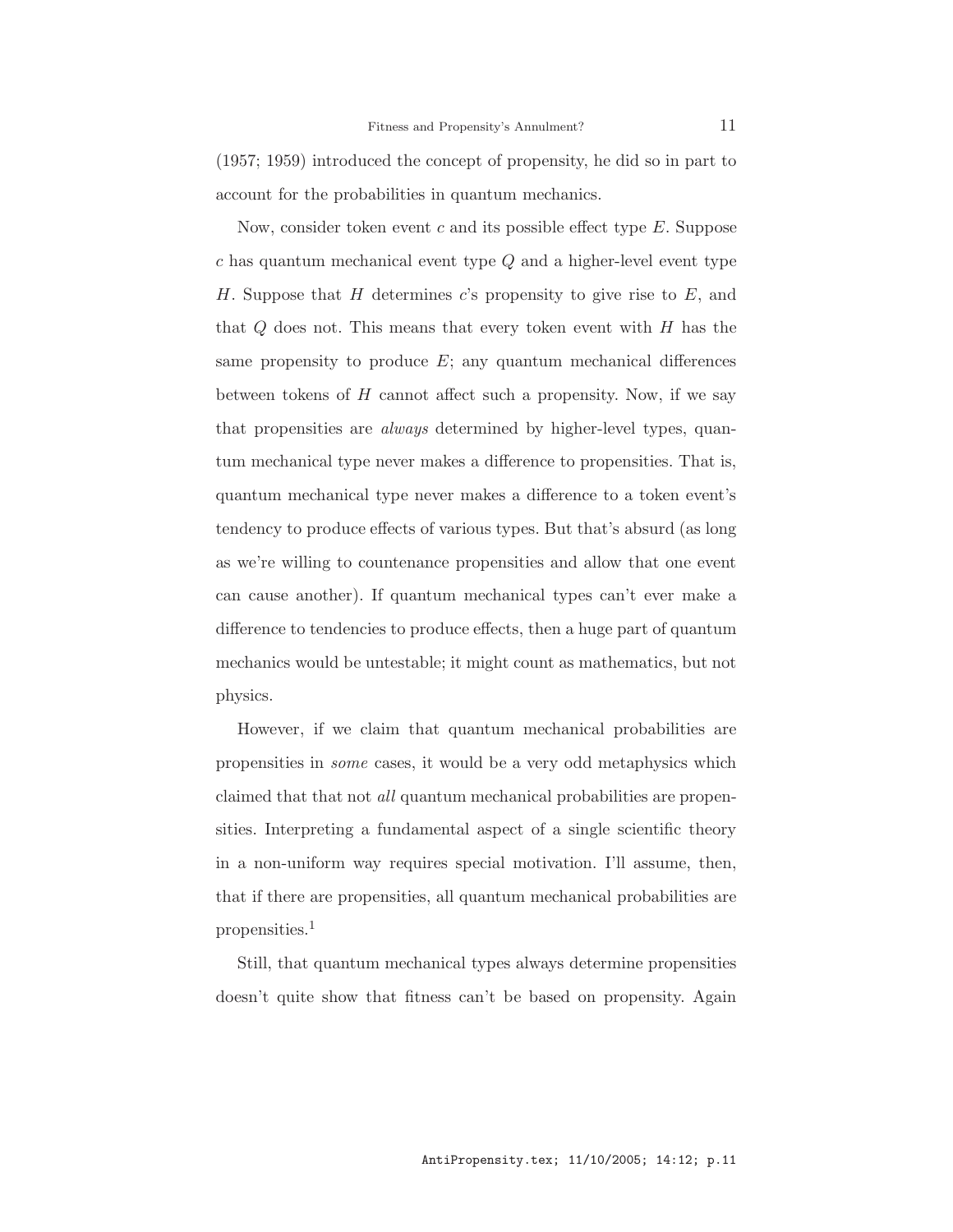(1957; 1959) introduced the concept of propensity, he did so in part to account for the probabilities in quantum mechanics.

Now, consider token event $c$ and its possible effect type $E$. Suppose $c$ has quantum mechanical event type $Q$ and a higher-level event type $H$. Suppose that $H$ determines $c$'s propensity to give rise to $E$, and that $Q$ does not. This means that every token event with $H$ has the same propensity to produce $E$; any quantum mechanical differences between tokens of $H$ cannot affect such a propensity. Now, if we say that propensities are *always* determined by higher-level types, quantum mechanical type never makes a difference to propensities. That is, quantum mechanical type never makes a difference to a token event's tendency to produce effects of various types. But that's absurd (as long as we're willing to countenance propensities and allow that one event can cause another). If quantum mechanical types can't ever make a difference to tendencies to produce effects, then a huge part of quantum mechanics would be untestable; it might count as mathematics, but not physics.

However, if we claim that quantum mechanical probabilities are propensities in *some* cases, it would be a very odd metaphysics which claimed that that not *all* quantum mechanical probabilities are propensities. Interpreting a fundamental aspect of a single scientific theory in a non-uniform way requires special motivation. I'll assume, then, that if there are propensities, all quantum mechanical probabilities are propensities.[1]

Still, that quantum mechanical types always determine propensities doesn't quite show that fitness can't be based on propensity. Again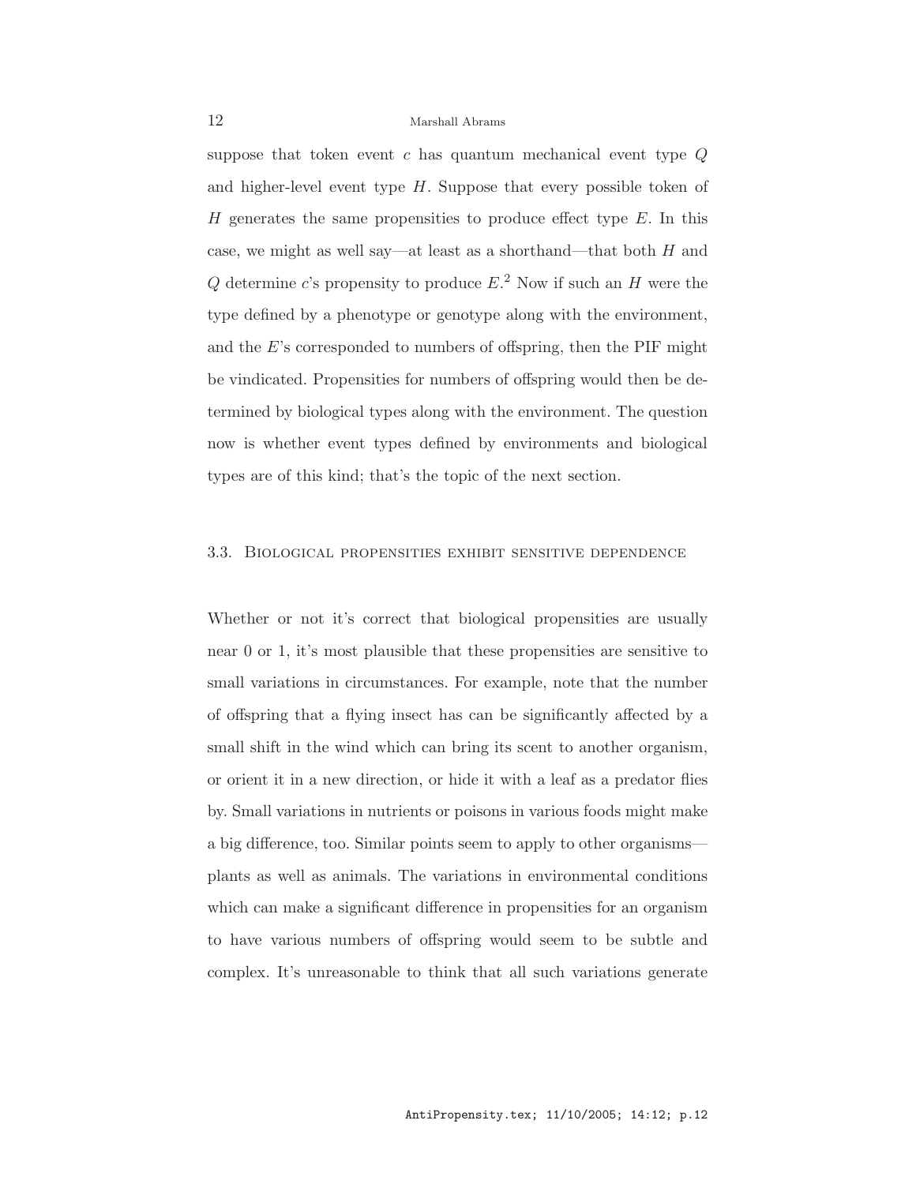suppose that token event $c$ has quantum mechanical event type $Q$ and higher-level event type $H$. Suppose that every possible token of $H$ generates the same propensities to produce effect type $E$. In this case, we might as well say—at least as a shorthand—that both $H$ and $Q$ determine $c$'s propensity to produce $E$.[2] Now if such an $H$ were the type defined by a phenotype or genotype along with the environment, and the $E$'s corresponded to numbers of offspring, then the PIF might be vindicated. Propensities for numbers of offspring would then be determined by biological types along with the environment. The question now is whether event types defined by environments and biological types are of this kind; that's the topic of the next section.

### 3.3. Biological propensities exhibit sensitive dependence

Whether or not it's correct that biological propensities are usually near 0 or 1, it's most plausible that these propensities are sensitive to small variations in circumstances. For example, note that the number of offspring that a flying insect has can be significantly affected by a small shift in the wind which can bring its scent to another organism, or orient it in a new direction, or hide it with a leaf as a predator flies by. Small variations in nutrients or poisons in various foods might make a big difference, too. Similar points seem to apply to other organisms—plants as well as animals. The variations in environmental conditions which can make a significant difference in propensities for an organism to have various numbers of offspring would seem to be subtle and complex. It's unreasonable to think that all such variations generate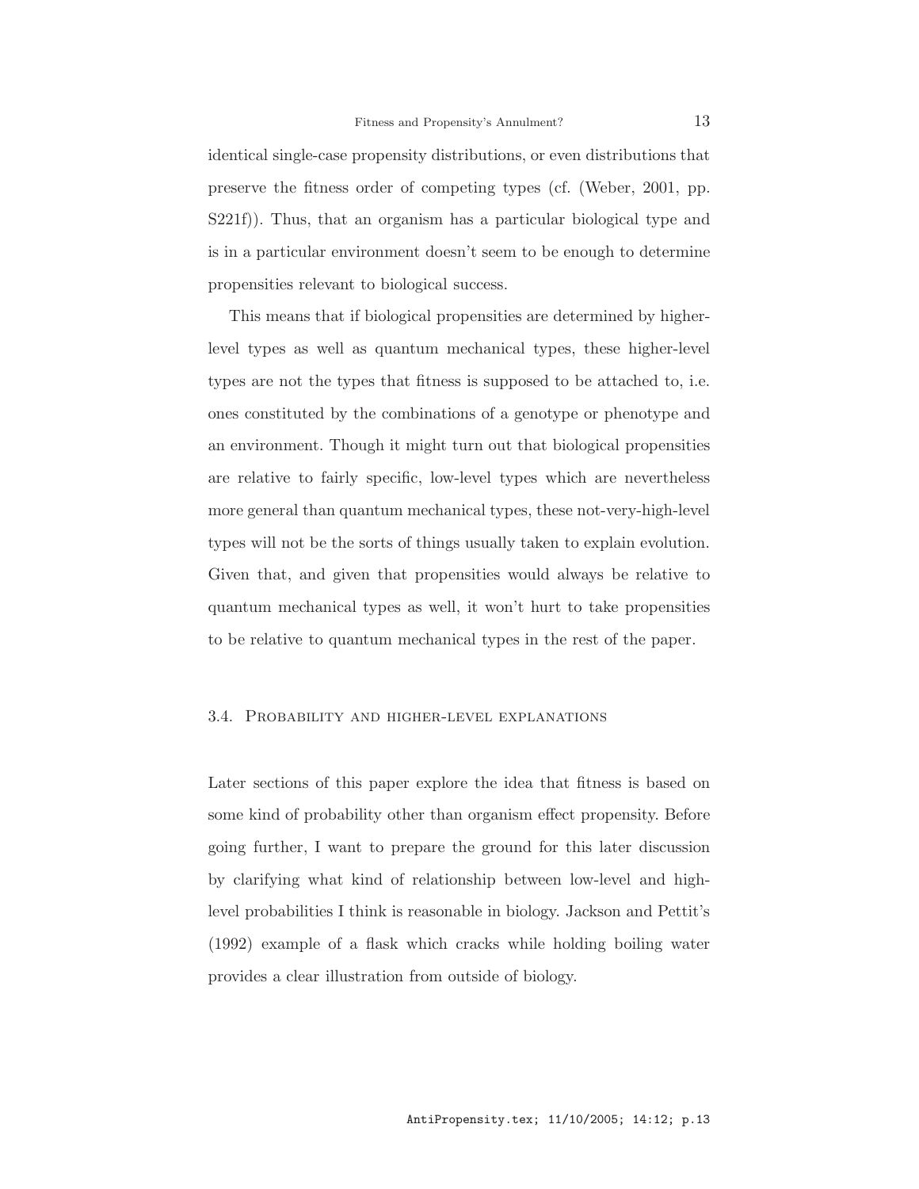identical single-case propensity distributions, or even distributions that preserve the fitness order of competing types (cf. (Weber, 2001, pp. S221f)). Thus, that an organism has a particular biological type and is in a particular environment doesn't seem to be enough to determine propensities relevant to biological success.

This means that if biological propensities are determined by higher-level types as well as quantum mechanical types, these higher-level types are not the types that fitness is supposed to be attached to, i.e. ones constituted by the combinations of a genotype or phenotype and an environment. Though it might turn out that biological propensities are relative to fairly specific, low-level types which are nevertheless more general than quantum mechanical types, these not-very-high-level types will not be the sorts of things usually taken to explain evolution. Given that, and given that propensities would always be relative to quantum mechanical types as well, it won't hurt to take propensities to be relative to quantum mechanical types in the rest of the paper.

### 3.4. Probability and higher-level explanations

Later sections of this paper explore the idea that fitness is based on some kind of probability other than organism effect propensity. Before going further, I want to prepare the ground for this later discussion by clarifying what kind of relationship between low-level and high-level probabilities I think is reasonable in biology. Jackson and Pettit's (1992) example of a flask which cracks while holding boiling water provides a clear illustration from outside of biology.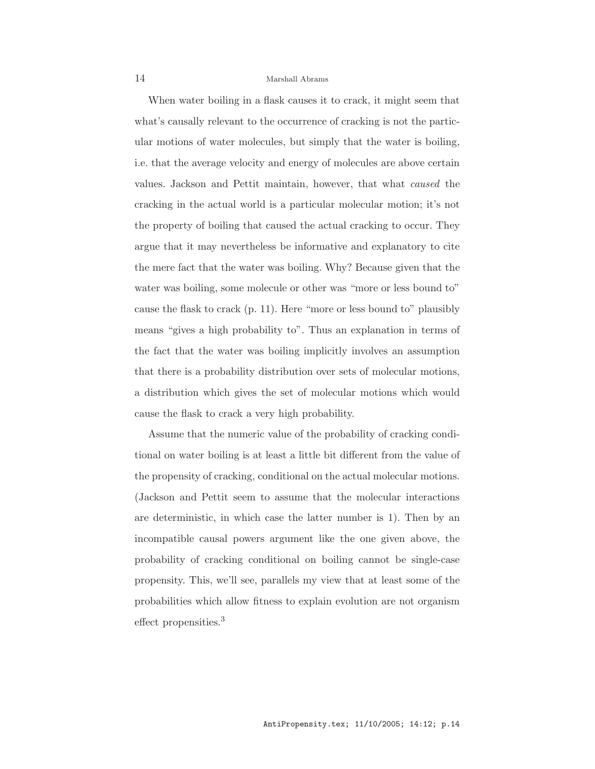When water boiling in a flask causes it to crack, it might seem that what's causally relevant to the occurrence of cracking is not the particular motions of water molecules, but simply that the water is boiling, i.e. that the average velocity and energy of molecules are above certain values. Jackson and Pettit maintain, however, that what *caused* the cracking in the actual world is a particular molecular motion; it's not the property of boiling that caused the actual cracking to occur. They argue that it may nevertheless be informative and explanatory to cite the mere fact that the water was boiling. Why? Because given that the water was boiling, some molecule or other was "more or less bound to" cause the flask to crack (p. 11). Here "more or less bound to" plausibly means "gives a high probability to". Thus an explanation in terms of the fact that the water was boiling implicitly involves an assumption that there is a probability distribution over sets of molecular motions, a distribution which gives the set of molecular motions which would cause the flask to crack a very high probability.

Assume that the numeric value of the probability of cracking conditional on water boiling is at least a little bit different from the value of the propensity of cracking, conditional on the actual molecular motions. (Jackson and Pettit seem to assume that the molecular interactions are deterministic, in which case the latter number is 1). Then by an incompatible causal powers argument like the one given above, the probability of cracking conditional on boiling cannot be single-case propensity. This, we'll see, parallels my view that at least some of the probabilities which allow fitness to explain evolution are not organism effect propensities.[3]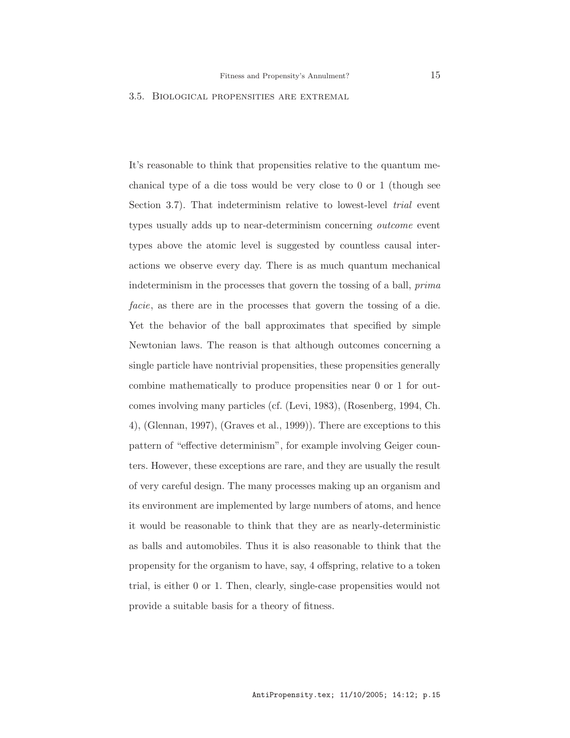### 3.5. Biological propensities are extremal

It's reasonable to think that propensities relative to the quantum mechanical type of a die toss would be very close to 0 or 1 (though see Section 3.7). That indeterminism relative to lowest-level *trial* event types usually adds up to near-determinism concerning *outcome* event types above the atomic level is suggested by countless causal interactions we observe every day. There is as much quantum mechanical indeterminism in the processes that govern the tossing of a ball, *prima facie*, as there are in the processes that govern the tossing of a die. Yet the behavior of the ball approximates that specified by simple Newtonian laws. The reason is that although outcomes concerning a single particle have nontrivial propensities, these propensities generally combine mathematically to produce propensities near 0 or 1 for outcomes involving many particles (cf. (Levi, 1983), (Rosenberg, 1994, Ch. 4), (Glennan, 1997), (Graves et al., 1999)). There are exceptions to this pattern of "effective determinism", for example involving Geiger counters. However, these exceptions are rare, and they are usually the result of very careful design. The many processes making up an organism and its environment are implemented by large numbers of atoms, and hence it would be reasonable to think that they are as nearly-deterministic as balls and automobiles. Thus it is also reasonable to think that the propensity for the organism to have, say, 4 offspring, relative to a token trial, is either 0 or 1. Then, clearly, single-case propensities would not provide a suitable basis for a theory of fitness.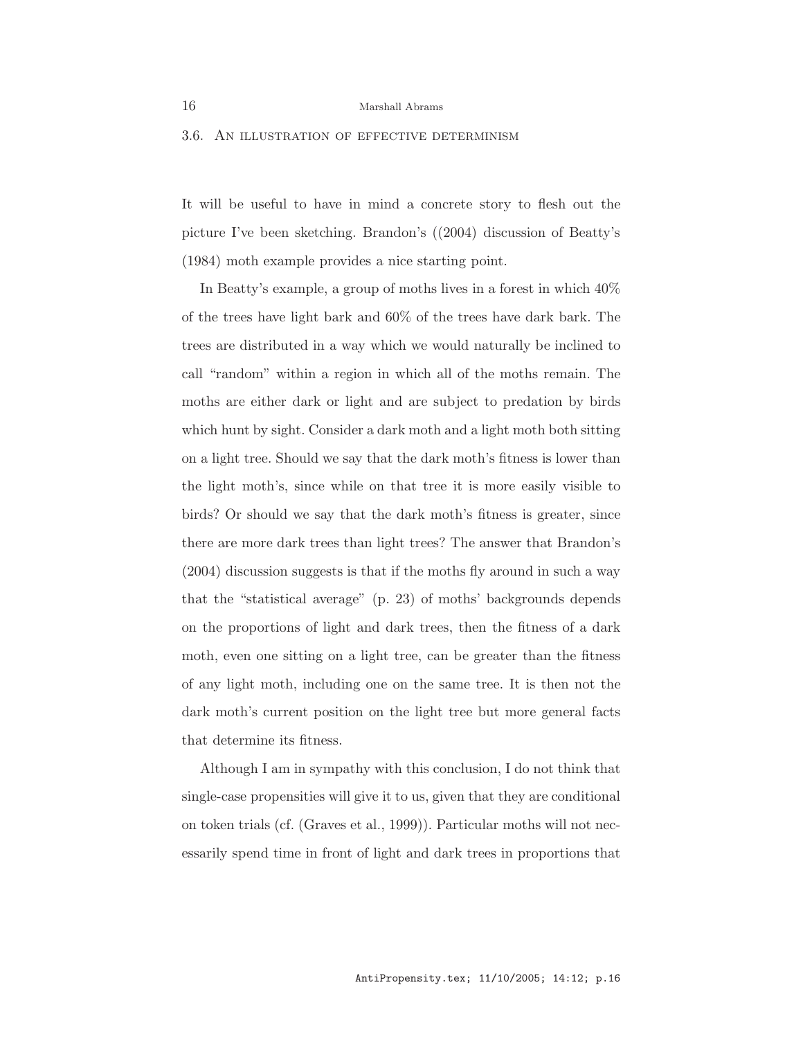### 3.6. An illustration of effective determinism

It will be useful to have in mind a concrete story to flesh out the picture I've been sketching. Brandon's ((2004) discussion of Beatty's (1984) moth example provides a nice starting point.

In Beatty's example, a group of moths lives in a forest in which 40% of the trees have light bark and 60% of the trees have dark bark. The trees are distributed in a way which we would naturally be inclined to call "random" within a region in which all of the moths remain. The moths are either dark or light and are subject to predation by birds which hunt by sight. Consider a dark moth and a light moth both sitting on a light tree. Should we say that the dark moth's fitness is lower than the light moth's, since while on that tree it is more easily visible to birds? Or should we say that the dark moth's fitness is greater, since there are more dark trees than light trees? The answer that Brandon's (2004) discussion suggests is that if the moths fly around in such a way that the "statistical average" (p. 23) of moths' backgrounds depends on the proportions of light and dark trees, then the fitness of a dark moth, even one sitting on a light tree, can be greater than the fitness of any light moth, including one on the same tree. It is then not the dark moth's current position on the light tree but more general facts that determine its fitness.

Although I am in sympathy with this conclusion, I do not think that single-case propensities will give it to us, given that they are conditional on token trials (cf. (Graves et al., 1999)). Particular moths will not necessarily spend time in front of light and dark trees in proportions that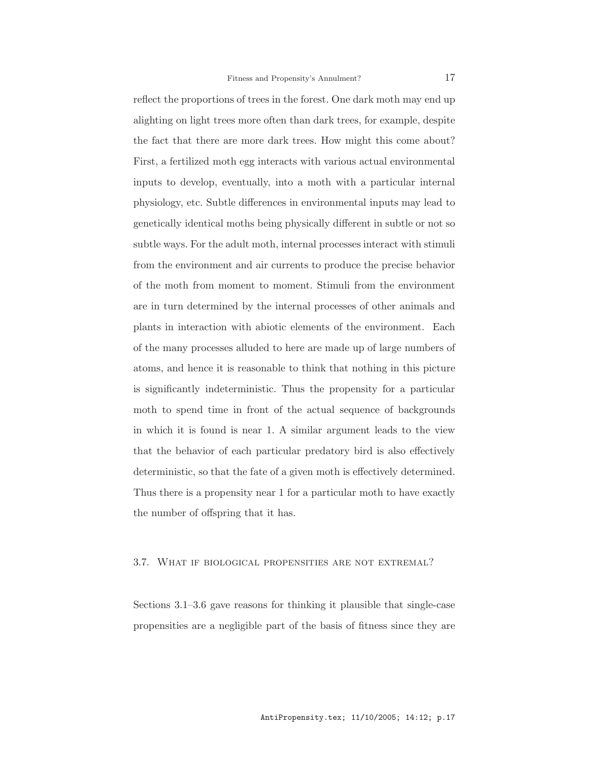reflect the proportions of trees in the forest. One dark moth may end up alighting on light trees more often than dark trees, for example, despite the fact that there are more dark trees. How might this come about? First, a fertilized moth egg interacts with various actual environmental inputs to develop, eventually, into a moth with a particular internal physiology, etc. Subtle differences in environmental inputs may lead to genetically identical moths being physically different in subtle or not so subtle ways. For the adult moth, internal processes interact with stimuli from the environment and air currents to produce the precise behavior of the moth from moment to moment. Stimuli from the environment are in turn determined by the internal processes of other animals and plants in interaction with abiotic elements of the environment. Each of the many processes alluded to here are made up of large numbers of atoms, and hence it is reasonable to think that nothing in this picture is significantly indeterministic. Thus the propensity for a particular moth to spend time in front of the actual sequence of backgrounds in which it is found is near 1. A similar argument leads to the view that the behavior of each particular predatory bird is also effectively deterministic, so that the fate of a given moth is effectively determined. Thus there is a propensity near 1 for a particular moth to have exactly the number of offspring that it has.

### 3.7. What if biological propensities are not extremal?

Sections 3.1–3.6 gave reasons for thinking it plausible that single-case propensities are a negligible part of the basis of fitness since they are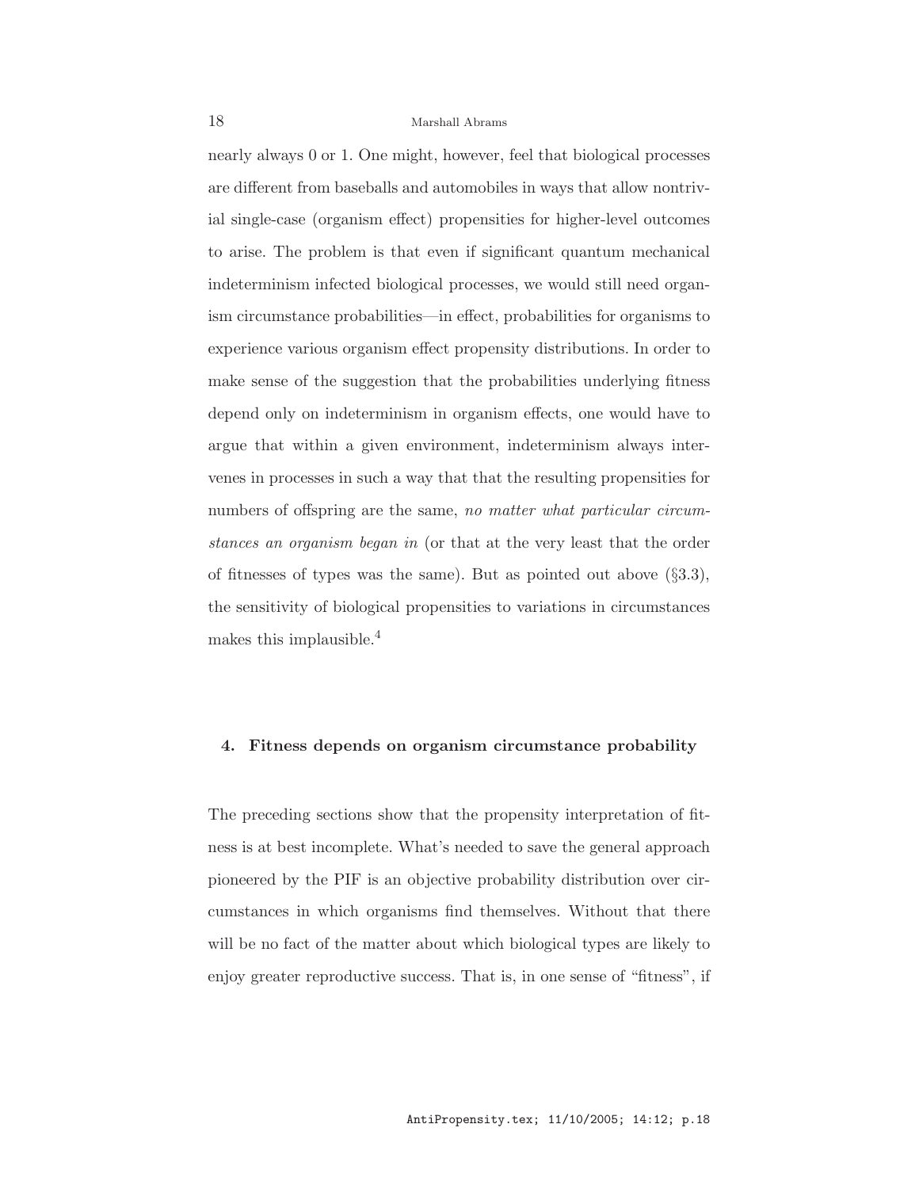nearly always 0 or 1. One might, however, feel that biological processes are different from baseballs and automobiles in ways that allow nontrivial single-case (organism effect) propensities for higher-level outcomes to arise. The problem is that even if significant quantum mechanical indeterminism infected biological processes, we would still need organism circumstance probabilities—in effect, probabilities for organisms to experience various organism effect propensity distributions. In order to make sense of the suggestion that the probabilities underlying fitness depend only on indeterminism in organism effects, one would have to argue that within a given environment, indeterminism always intervenes in processes in such a way that that the resulting propensities for numbers of offspring are the same, *no matter what particular circumstances an organism began in* (or that at the very least that the order of fitnesses of types was the same). But as pointed out above (§3.3), the sensitivity of biological propensities to variations in circumstances makes this implausible.[4]

## 4. Fitness depends on organism circumstance probability

The preceding sections show that the propensity interpretation of fitness is at best incomplete. What's needed to save the general approach pioneered by the PIF is an objective probability distribution over circumstances in which organisms find themselves. Without that there will be no fact of the matter about which biological types are likely to enjoy greater reproductive success. That is, in one sense of "fitness", if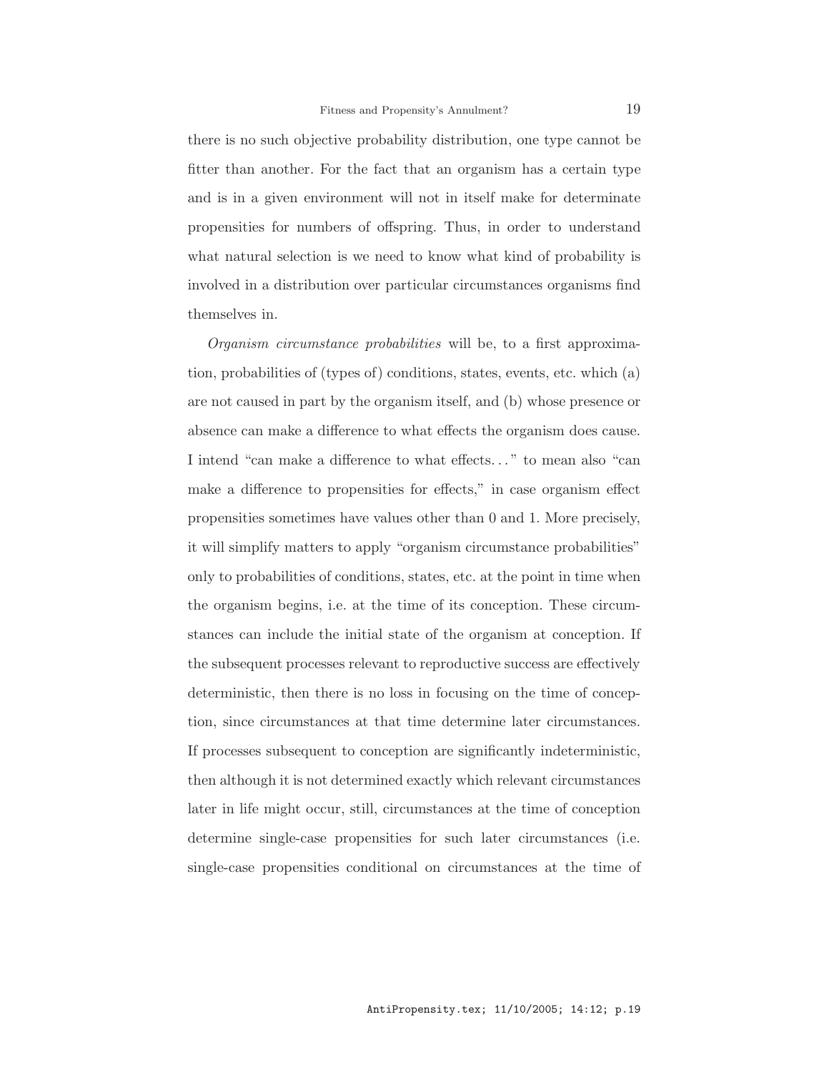there is no such objective probability distribution, one type cannot be fitter than another. For the fact that an organism has a certain type and is in a given environment will not in itself make for determinate propensities for numbers of offspring. Thus, in order to understand what natural selection is we need to know what kind of probability is involved in a distribution over particular circumstances organisms find themselves in.

*Organism circumstance probabilities* will be, to a first approximation, probabilities of (types of) conditions, states, events, etc. which (a) are not caused in part by the organism itself, and (b) whose presence or absence can make a difference to what effects the organism does cause. I intend "can make a difference to what effects..." to mean also "can make a difference to propensities for effects," in case organism effect propensities sometimes have values other than 0 and 1. More precisely, it will simplify matters to apply "organism circumstance probabilities" only to probabilities of conditions, states, etc. at the point in time when the organism begins, i.e. at the time of its conception. These circumstances can include the initial state of the organism at conception. If the subsequent processes relevant to reproductive success are effectively deterministic, then there is no loss in focusing on the time of conception, since circumstances at that time determine later circumstances. If processes subsequent to conception are significantly indeterministic, then although it is not determined exactly which relevant circumstances later in life might occur, still, circumstances at the time of conception determine single-case propensities for such later circumstances (i.e. single-case propensities conditional on circumstances at the time of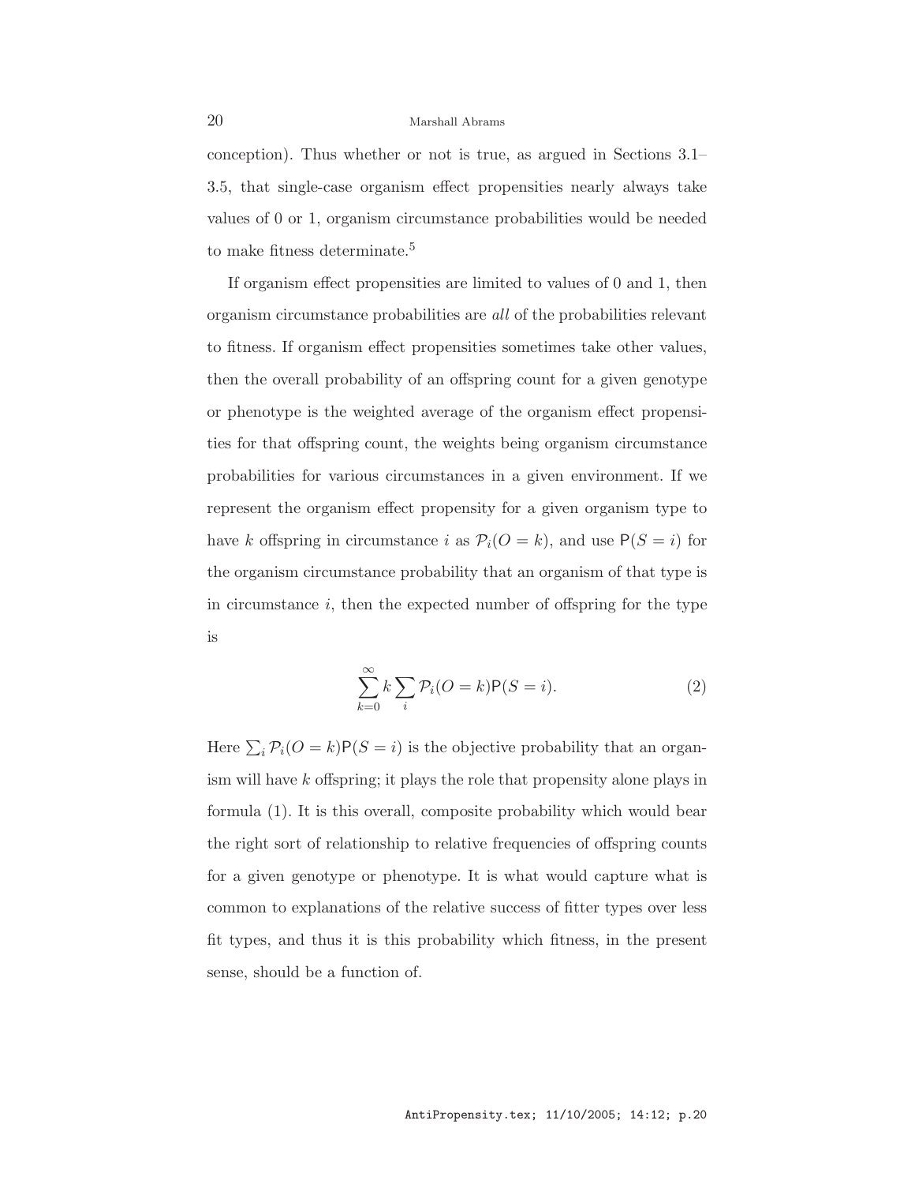conception). Thus whether or not is true, as argued in Sections 3.1–3.5, that single-case organism effect propensities nearly always take values of 0 or 1, organism circumstance probabilities would be needed to make fitness determinate.[5]

If organism effect propensities are limited to values of 0 and 1, then organism circumstance probabilities are *all* of the probabilities relevant to fitness. If organism effect propensities sometimes take other values, then the overall probability of an offspring count for a given genotype or phenotype is the weighted average of the organism effect propensities for that offspring count, the weights being organism circumstance probabilities for various circumstances in a given environment. If we represent the organism effect propensity for a given organism type to have $k$ offspring in circumstance $i$ as $\mathcal{P}_i(O = k)$, and use $\mathsf{P}(S = i)$ for the organism circumstance probability that an organism of that type is in circumstance $i$, then the expected number of offspring for the type is

$$\sum_{k=0}^{\infty} k \sum_{i} \mathcal{P}_i(O = k)\mathsf{P}(S = i). \tag{2}$$

Here $\sum_i \mathcal{P}_i(O = k)\mathsf{P}(S = i)$ is the objective probability that an organism will have $k$ offspring; it plays the role that propensity alone plays in formula (1). It is this overall, composite probability which would bear the right sort of relationship to relative frequencies of offspring counts for a given genotype or phenotype. It is what would capture what is common to explanations of the relative success of fitter types over less fit types, and thus it is this probability which fitness, in the present sense, should be a function of.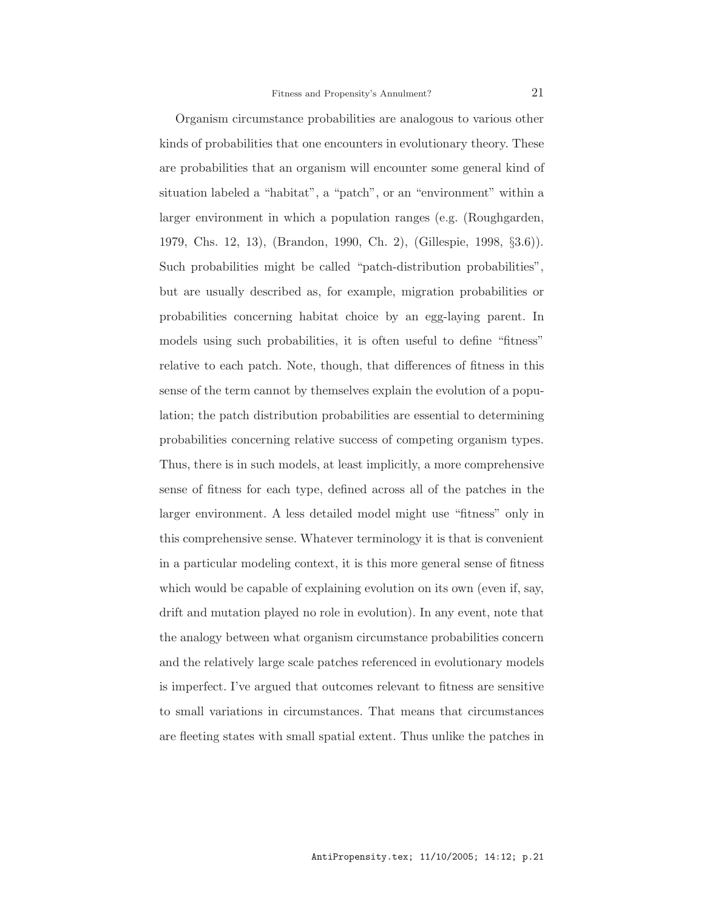Organism circumstance probabilities are analogous to various other kinds of probabilities that one encounters in evolutionary theory. These are probabilities that an organism will encounter some general kind of situation labeled a "habitat", a "patch", or an "environment" within a larger environment in which a population ranges (e.g. (Roughgarden, 1979, Chs. 12, 13), (Brandon, 1990, Ch. 2), (Gillespie, 1998, §3.6)). Such probabilities might be called "patch-distribution probabilities", but are usually described as, for example, migration probabilities or probabilities concerning habitat choice by an egg-laying parent. In models using such probabilities, it is often useful to define "fitness" relative to each patch. Note, though, that differences of fitness in this sense of the term cannot by themselves explain the evolution of a population; the patch distribution probabilities are essential to determining probabilities concerning relative success of competing organism types. Thus, there is in such models, at least implicitly, a more comprehensive sense of fitness for each type, defined across all of the patches in the larger environment. A less detailed model might use "fitness" only in this comprehensive sense. Whatever terminology it is that is convenient in a particular modeling context, it is this more general sense of fitness which would be capable of explaining evolution on its own (even if, say, drift and mutation played no role in evolution). In any event, note that the analogy between what organism circumstance probabilities concern and the relatively large scale patches referenced in evolutionary models is imperfect. I've argued that outcomes relevant to fitness are sensitive to small variations in circumstances. That means that circumstances are fleeting states with small spatial extent. Thus unlike the patches in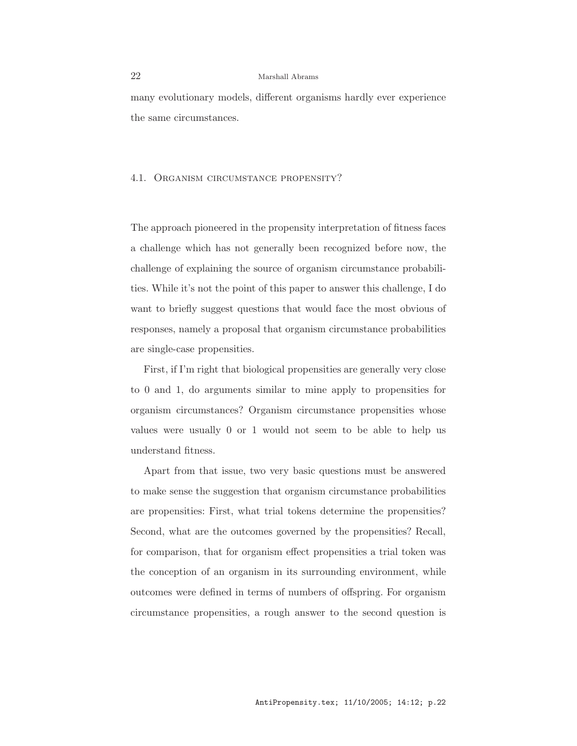many evolutionary models, different organisms hardly ever experience the same circumstances.

### 4.1. Organism circumstance propensity?

The approach pioneered in the propensity interpretation of fitness faces a challenge which has not generally been recognized before now, the challenge of explaining the source of organism circumstance probabilities. While it's not the point of this paper to answer this challenge, I do want to briefly suggest questions that would face the most obvious of responses, namely a proposal that organism circumstance probabilities are single-case propensities.

First, if I'm right that biological propensities are generally very close to 0 and 1, do arguments similar to mine apply to propensities for organism circumstances? Organism circumstance propensities whose values were usually 0 or 1 would not seem to be able to help us understand fitness.

Apart from that issue, two very basic questions must be answered to make sense the suggestion that organism circumstance probabilities are propensities: First, what trial tokens determine the propensities? Second, what are the outcomes governed by the propensities? Recall, for comparison, that for organism effect propensities a trial token was the conception of an organism in its surrounding environment, while outcomes were defined in terms of numbers of offspring. For organism circumstance propensities, a rough answer to the second question is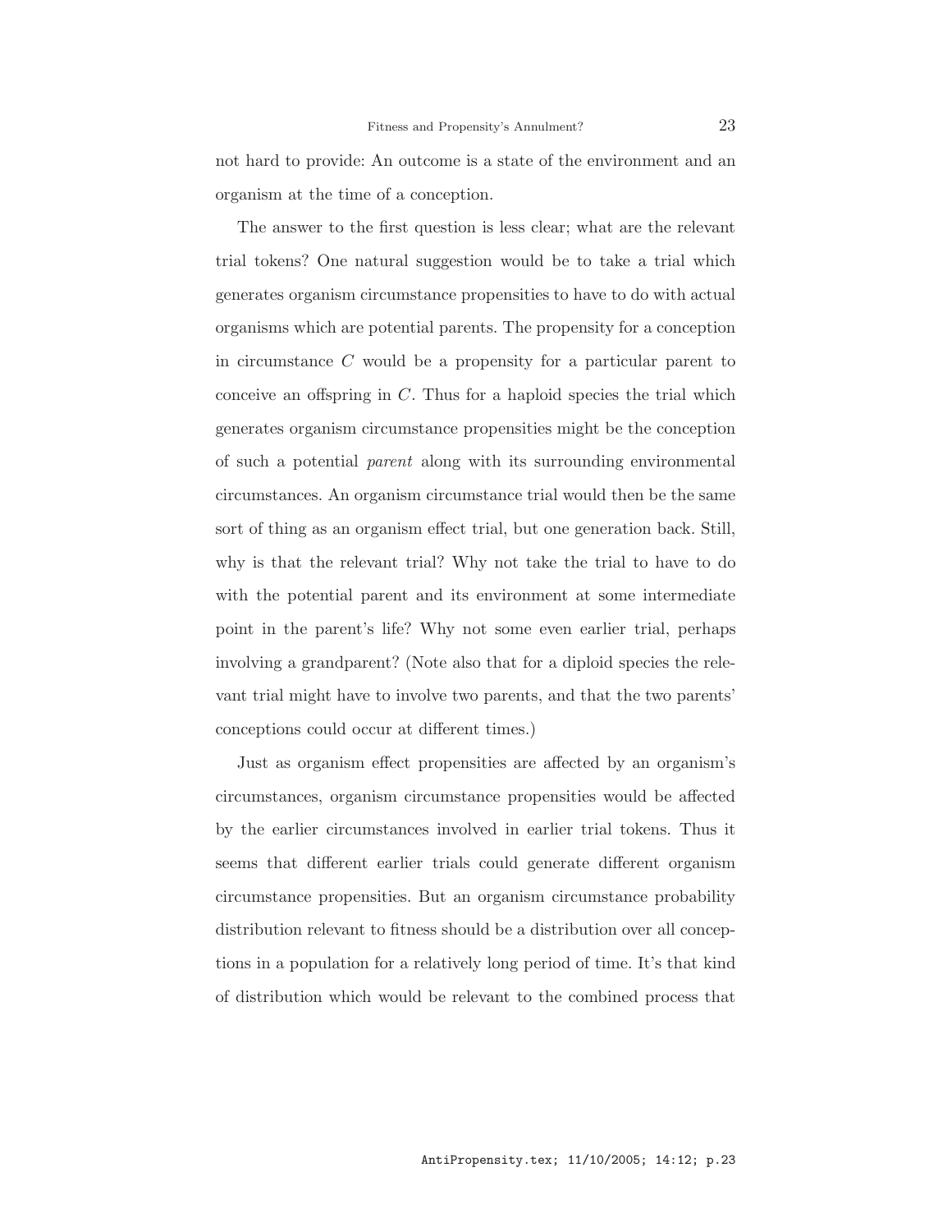not hard to provide: An outcome is a state of the environment and an organism at the time of a conception.

The answer to the first question is less clear; what are the relevant trial tokens? One natural suggestion would be to take a trial which generates organism circumstance propensities to have to do with actual organisms which are potential parents. The propensity for a conception in circumstance $C$ would be a propensity for a particular parent to conceive an offspring in $C$. Thus for a haploid species the trial which generates organism circumstance propensities might be the conception of such a potential *parent* along with its surrounding environmental circumstances. An organism circumstance trial would then be the same sort of thing as an organism effect trial, but one generation back. Still, why is that the relevant trial? Why not take the trial to have to do with the potential parent and its environment at some intermediate point in the parent's life? Why not some even earlier trial, perhaps involving a grandparent? (Note also that for a diploid species the relevant trial might have to involve two parents, and that the two parents' conceptions could occur at different times.)

Just as organism effect propensities are affected by an organism's circumstances, organism circumstance propensities would be affected by the earlier circumstances involved in earlier trial tokens. Thus it seems that different earlier trials could generate different organism circumstance propensities. But an organism circumstance probability distribution relevant to fitness should be a distribution over all conceptions in a population for a relatively long period of time. It's that kind of distribution which would be relevant to the combined process that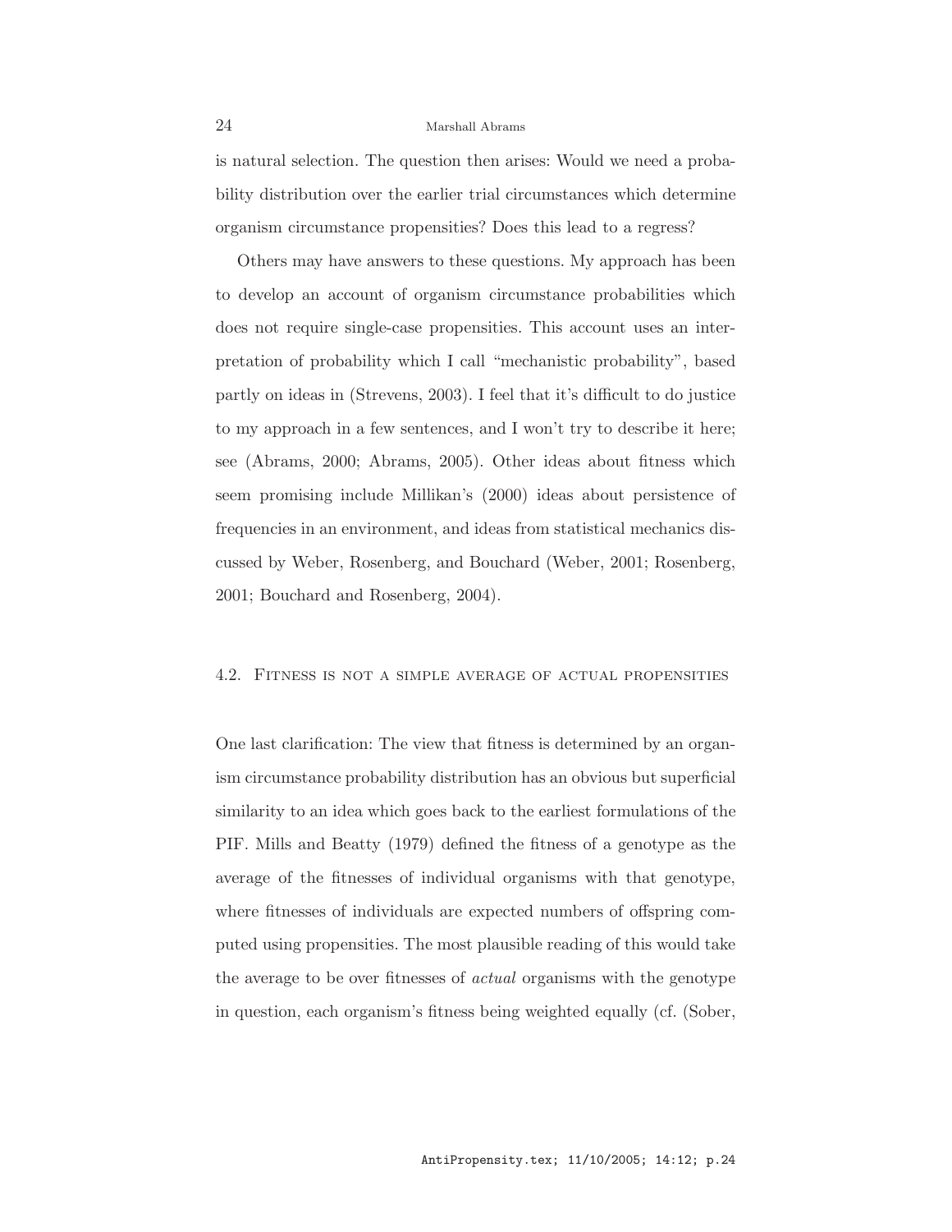is natural selection. The question then arises: Would we need a probability distribution over the earlier trial circumstances which determine organism circumstance propensities? Does this lead to a regress?

Others may have answers to these questions. My approach has been to develop an account of organism circumstance probabilities which does not require single-case propensities. This account uses an interpretation of probability which I call "mechanistic probability", based partly on ideas in (Strevens, 2003). I feel that it's difficult to do justice to my approach in a few sentences, and I won't try to describe it here; see (Abrams, 2000; Abrams, 2005). Other ideas about fitness which seem promising include Millikan's (2000) ideas about persistence of frequencies in an environment, and ideas from statistical mechanics discussed by Weber, Rosenberg, and Bouchard (Weber, 2001; Rosenberg, 2001; Bouchard and Rosenberg, 2004).

### 4.2. Fitness is not a simple average of actual propensities

One last clarification: The view that fitness is determined by an organism circumstance probability distribution has an obvious but superficial similarity to an idea which goes back to the earliest formulations of the PIF. Mills and Beatty (1979) defined the fitness of a genotype as the average of the fitnesses of individual organisms with that genotype, where fitnesses of individuals are expected numbers of offspring computed using propensities. The most plausible reading of this would take the average to be over fitnesses of *actual* organisms with the genotype in question, each organism's fitness being weighted equally (cf. (Sober,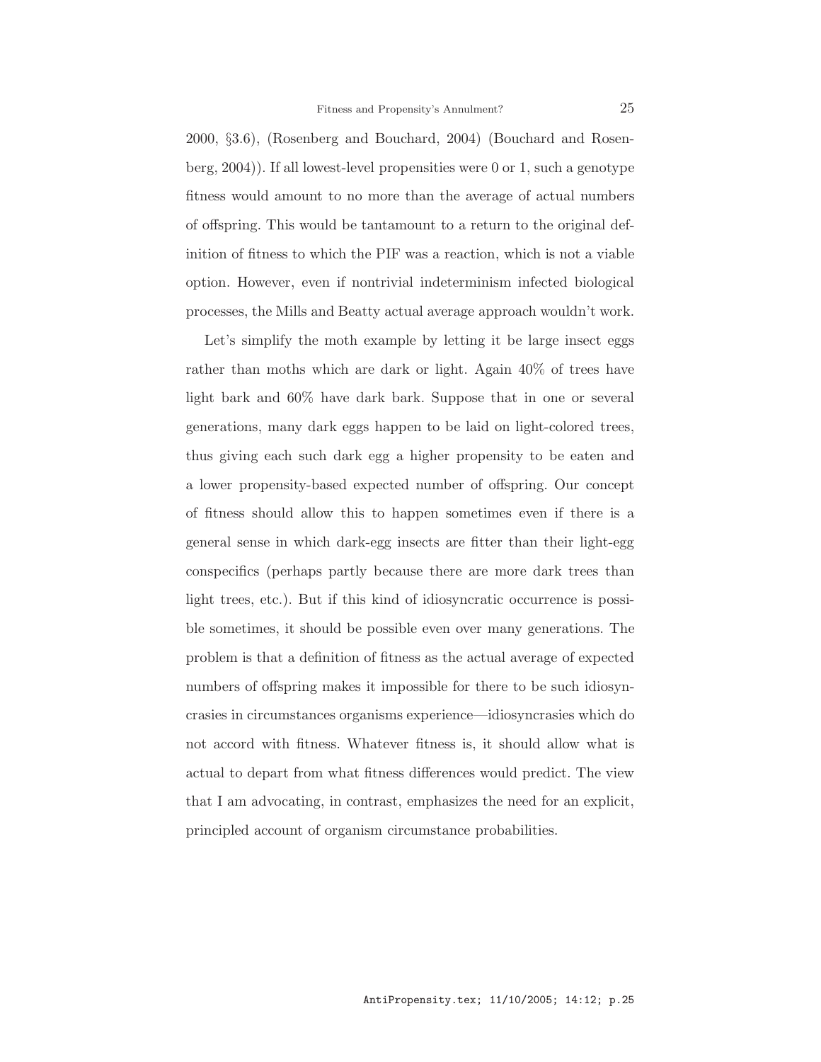2000, §3.6), (Rosenberg and Bouchard, 2004) (Bouchard and Rosenberg, 2004)). If all lowest-level propensities were 0 or 1, such a genotype fitness would amount to no more than the average of actual numbers of offspring. This would be tantamount to a return to the original definition of fitness to which the PIF was a reaction, which is not a viable option. However, even if nontrivial indeterminism infected biological processes, the Mills and Beatty actual average approach wouldn't work.

Let's simplify the moth example by letting it be large insect eggs rather than moths which are dark or light. Again 40% of trees have light bark and 60% have dark bark. Suppose that in one or several generations, many dark eggs happen to be laid on light-colored trees, thus giving each such dark egg a higher propensity to be eaten and a lower propensity-based expected number of offspring. Our concept of fitness should allow this to happen sometimes even if there is a general sense in which dark-egg insects are fitter than their light-egg conspecifics (perhaps partly because there are more dark trees than light trees, etc.). But if this kind of idiosyncratic occurrence is possible sometimes, it should be possible even over many generations. The problem is that a definition of fitness as the actual average of expected numbers of offspring makes it impossible for there to be such idiosyncrasies in circumstances organisms experience—idiosyncrasies which do not accord with fitness. Whatever fitness is, it should allow what is actual to depart from what fitness differences would predict. The view that I am advocating, in contrast, emphasizes the need for an explicit, principled account of organism circumstance probabilities.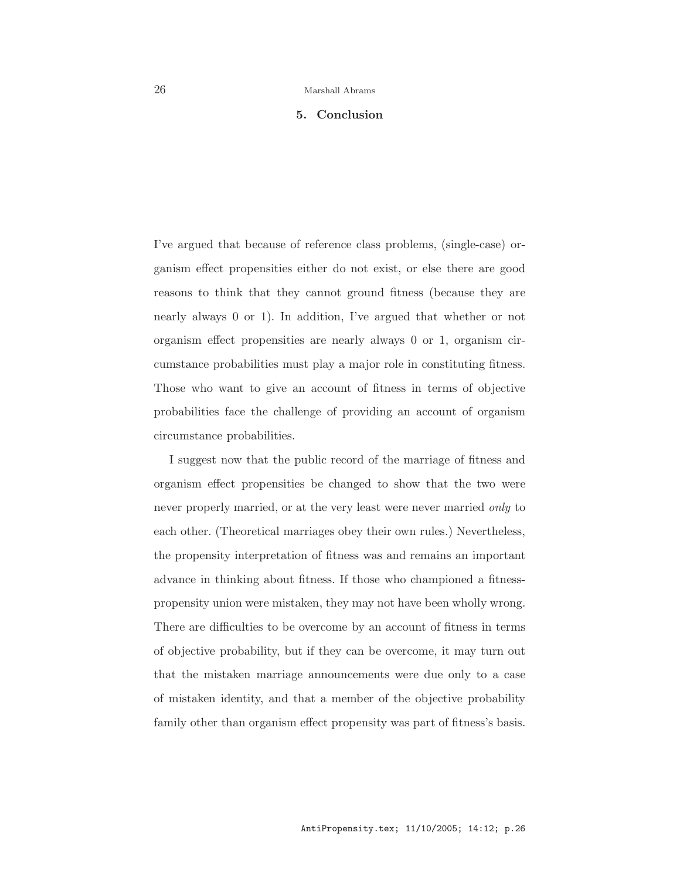## 5. Conclusion

I've argued that because of reference class problems, (single-case) organism effect propensities either do not exist, or else there are good reasons to think that they cannot ground fitness (because they are nearly always 0 or 1). In addition, I've argued that whether or not organism effect propensities are nearly always 0 or 1, organism circumstance probabilities must play a major role in constituting fitness. Those who want to give an account of fitness in terms of objective probabilities face the challenge of providing an account of organism circumstance probabilities.

I suggest now that the public record of the marriage of fitness and organism effect propensities be changed to show that the two were never properly married, or at the very least were never married *only* to each other. (Theoretical marriages obey their own rules.) Nevertheless, the propensity interpretation of fitness was and remains an important advance in thinking about fitness. If those who championed a fitness-propensity union were mistaken, they may not have been wholly wrong. There are difficulties to be overcome by an account of fitness in terms of objective probability, but if they can be overcome, it may turn out that the mistaken marriage announcements were due only to a case of mistaken identity, and that a member of the objective probability family other than organism effect propensity was part of fitness's basis.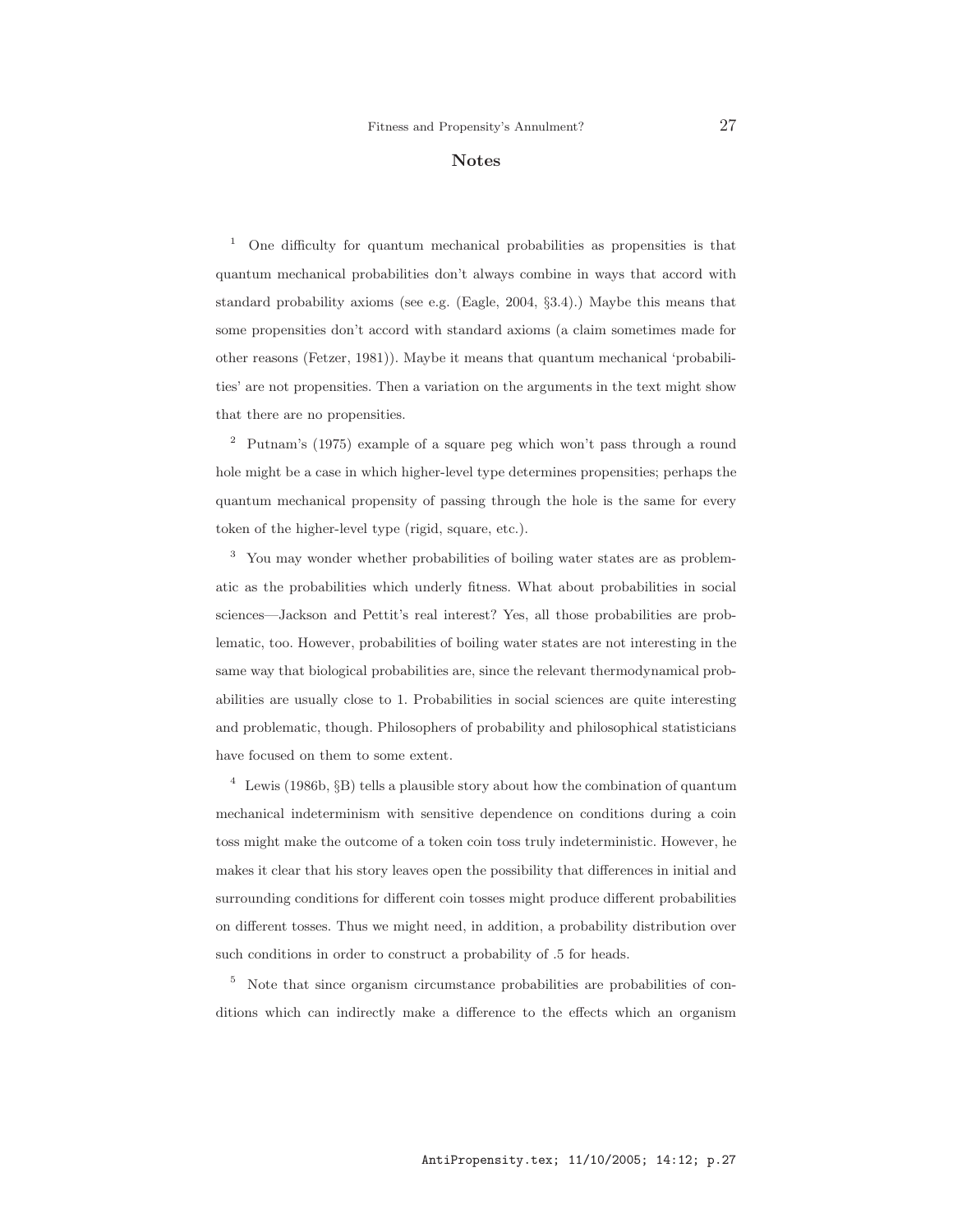## Notes

[1] One difficulty for quantum mechanical probabilities as propensities is that quantum mechanical probabilities don't always combine in ways that accord with standard probability axioms (see e.g. (Eagle, 2004, §3.4).) Maybe this means that some propensities don't accord with standard axioms (a claim sometimes made for other reasons (Fetzer, 1981)). Maybe it means that quantum mechanical 'probabilities' are not propensities. Then a variation on the arguments in the text might show that there are no propensities.

[2] Putnam's (1975) example of a square peg which won't pass through a round hole might be a case in which higher-level type determines propensities; perhaps the quantum mechanical propensity of passing through the hole is the same for every token of the higher-level type (rigid, square, etc.).

[3] You may wonder whether probabilities of boiling water states are as problematic as the probabilities which underly fitness. What about probabilities in social sciences—Jackson and Pettit's real interest? Yes, all those probabilities are problematic, too. However, probabilities of boiling water states are not interesting in the same way that biological probabilities are, since the relevant thermodynamical probabilities are usually close to 1. Probabilities in social sciences are quite interesting and problematic, though. Philosophers of probability and philosophical statisticians have focused on them to some extent.

[4] Lewis (1986b, §B) tells a plausible story about how the combination of quantum mechanical indeterminism with sensitive dependence on conditions during a coin toss might make the outcome of a token coin toss truly indeterministic. However, he makes it clear that his story leaves open the possibility that differences in initial and surrounding conditions for different coin tosses might produce different probabilities on different tosses. Thus we might need, in addition, a probability distribution over such conditions in order to construct a probability of .5 for heads.

[5] Note that since organism circumstance probabilities are probabilities of conditions which can indirectly make a difference to the effects which an organism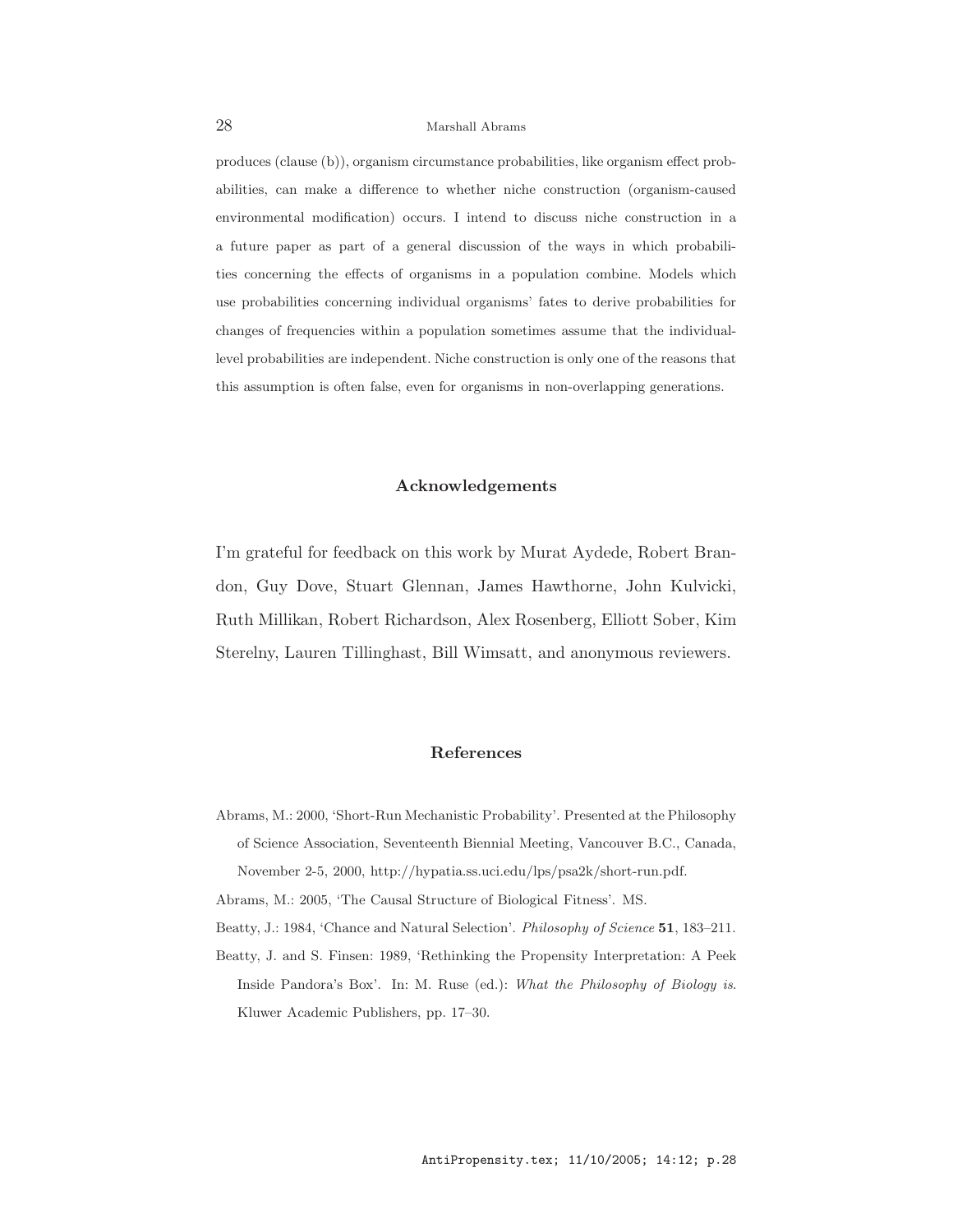produces (clause (b)), organism circumstance probabilities, like organism effect probabilities, can make a difference to whether niche construction (organism-caused environmental modification) occurs. I intend to discuss niche construction in a a future paper as part of a general discussion of the ways in which probabilities concerning the effects of organisms in a population combine. Models which use probabilities concerning individual organisms' fates to derive probabilities for changes of frequencies within a population sometimes assume that the individual-level probabilities are independent. Niche construction is only one of the reasons that this assumption is often false, even for organisms in non-overlapping generations.

## Acknowledgements

I'm grateful for feedback on this work by Murat Aydede, Robert Brandon, Guy Dove, Stuart Glennan, James Hawthorne, John Kulvicki, Ruth Millikan, Robert Richardson, Alex Rosenberg, Elliott Sober, Kim Sterelny, Lauren Tillinghast, Bill Wimsatt, and anonymous reviewers.

## References

Abrams, M.: 2000, 'Short-Run Mechanistic Probability'. Presented at the Philosophy of Science Association, Seventeenth Biennial Meeting, Vancouver B.C., Canada, November 2-5, 2000, http://hypatia.ss.uci.edu/lps/psa2k/short-run.pdf.

Abrams, M.: 2005, 'The Causal Structure of Biological Fitness'. MS.

Beatty, J.: 1984, 'Chance and Natural Selection'. *Philosophy of Science* **51**, 183–211.

Beatty, J. and S. Finsen: 1989, 'Rethinking the Propensity Interpretation: A Peek Inside Pandora's Box'. In: M. Ruse (ed.): *What the Philosophy of Biology is*. Kluwer Academic Publishers, pp. 17–30.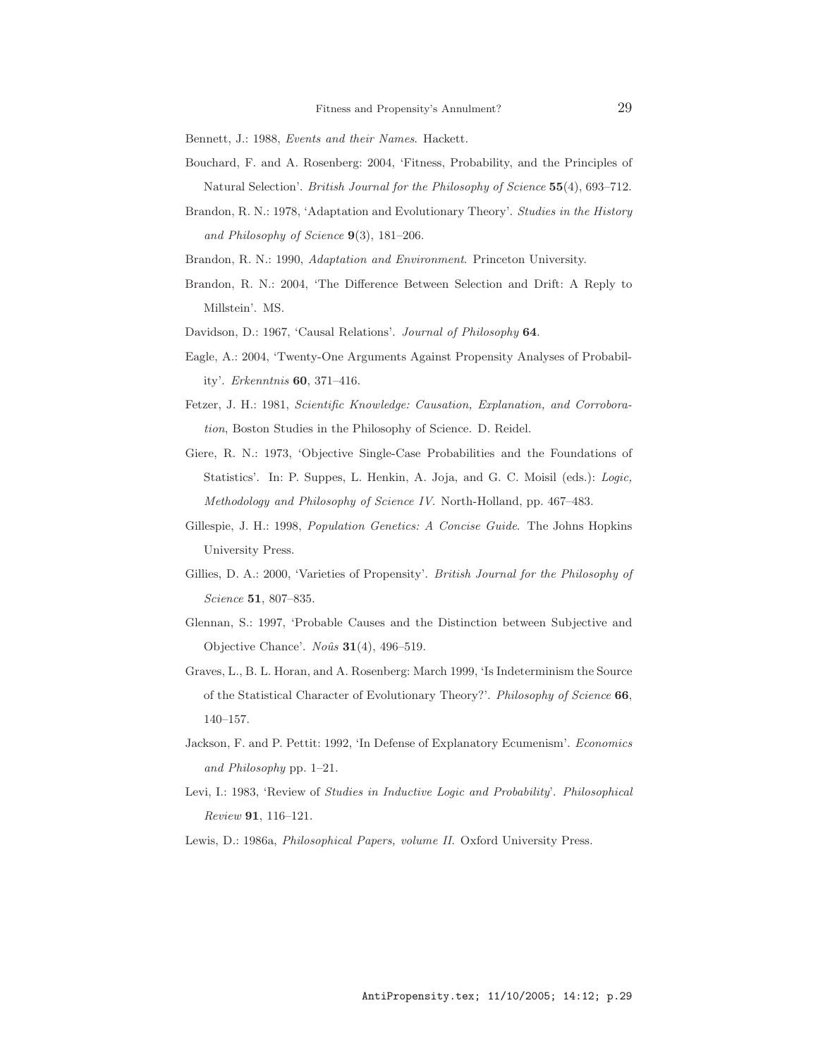Bennett, J.: 1988, *Events and their Names*. Hackett.

Bouchard, F. and A. Rosenberg: 2004, 'Fitness, Probability, and the Principles of Natural Selection'. *British Journal for the Philosophy of Science* **55**(4), 693–712.

Brandon, R. N.: 1978, 'Adaptation and Evolutionary Theory'. *Studies in the History and Philosophy of Science* **9**(3), 181–206.

Brandon, R. N.: 1990, *Adaptation and Environment*. Princeton University.

Brandon, R. N.: 2004, 'The Difference Between Selection and Drift: A Reply to Millstein'. MS.

Davidson, D.: 1967, 'Causal Relations'. *Journal of Philosophy* **64**.

Eagle, A.: 2004, 'Twenty-One Arguments Against Propensity Analyses of Probability'. *Erkenntnis* **60**, 371–416.

Fetzer, J. H.: 1981, *Scientific Knowledge: Causation, Explanation, and Corroboration*, Boston Studies in the Philosophy of Science. D. Reidel.

Giere, R. N.: 1973, 'Objective Single-Case Probabilities and the Foundations of Statistics'. In: P. Suppes, L. Henkin, A. Joja, and G. C. Moisil (eds.): *Logic, Methodology and Philosophy of Science IV*. North-Holland, pp. 467–483.

Gillespie, J. H.: 1998, *Population Genetics: A Concise Guide*. The Johns Hopkins University Press.

Gillies, D. A.: 2000, 'Varieties of Propensity'. *British Journal for the Philosophy of Science* **51**, 807–835.

Glennan, S.: 1997, 'Probable Causes and the Distinction between Subjective and Objective Chance'. *Noûs* **31**(4), 496–519.

Graves, L., B. L. Horan, and A. Rosenberg: March 1999, 'Is Indeterminism the Source of the Statistical Character of Evolutionary Theory?'. *Philosophy of Science* **66**, 140–157.

Jackson, F. and P. Pettit: 1992, 'In Defense of Explanatory Ecumenism'. *Economics and Philosophy* pp. 1–21.

Levi, I.: 1983, 'Review of *Studies in Inductive Logic and Probability*'. *Philosophical Review* **91**, 116–121.

Lewis, D.: 1986a, *Philosophical Papers, volume II*. Oxford University Press.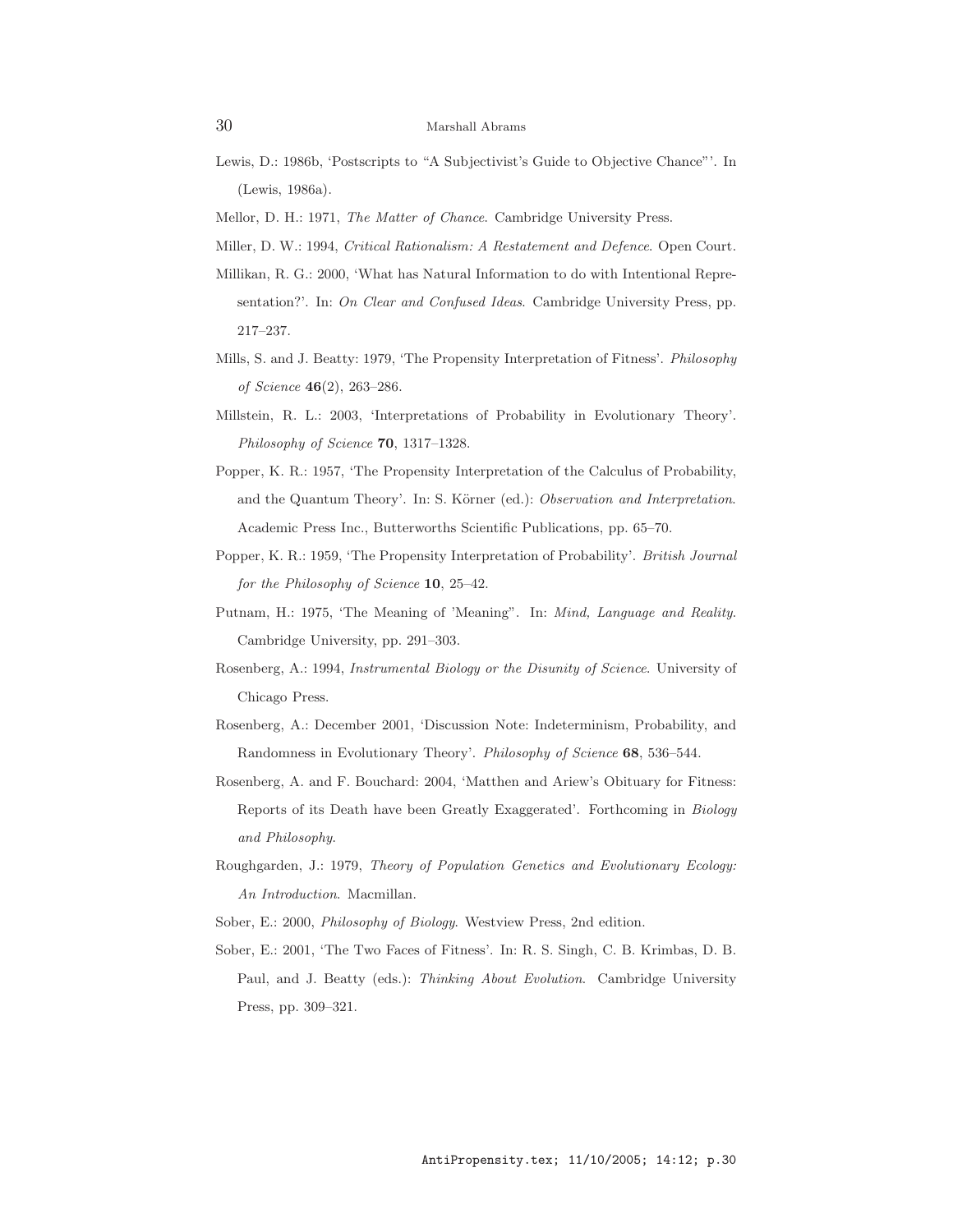Lewis, D.: 1986b, 'Postscripts to "A Subjectivist's Guide to Objective Chance"'. In (Lewis, 1986a).

Mellor, D. H.: 1971, *The Matter of Chance*. Cambridge University Press.

Miller, D. W.: 1994, *Critical Rationalism: A Restatement and Defence*. Open Court.

Millikan, R. G.: 2000, 'What has Natural Information to do with Intentional Representation?'. In: *On Clear and Confused Ideas*. Cambridge University Press, pp. 217–237.

Mills, S. and J. Beatty: 1979, 'The Propensity Interpretation of Fitness'. *Philosophy of Science* **46**(2), 263–286.

Millstein, R. L.: 2003, 'Interpretations of Probability in Evolutionary Theory'. *Philosophy of Science* **70**, 1317–1328.

Popper, K. R.: 1957, 'The Propensity Interpretation of the Calculus of Probability, and the Quantum Theory'. In: S. Körner (ed.): *Observation and Interpretation*. Academic Press Inc., Butterworths Scientific Publications, pp. 65–70.

Popper, K. R.: 1959, 'The Propensity Interpretation of Probability'. *British Journal for the Philosophy of Science* **10**, 25–42.

Putnam, H.: 1975, 'The Meaning of 'Meaning''. In: *Mind, Language and Reality*. Cambridge University, pp. 291–303.

Rosenberg, A.: 1994, *Instrumental Biology or the Disunity of Science*. University of Chicago Press.

Rosenberg, A.: December 2001, 'Discussion Note: Indeterminism, Probability, and Randomness in Evolutionary Theory'. *Philosophy of Science* **68**, 536–544.

Rosenberg, A. and F. Bouchard: 2004, 'Matthen and Ariew's Obituary for Fitness: Reports of its Death have been Greatly Exaggerated'. Forthcoming in *Biology and Philosophy*.

Roughgarden, J.: 1979, *Theory of Population Genetics and Evolutionary Ecology: An Introduction*. Macmillan.

Sober, E.: 2000, *Philosophy of Biology*. Westview Press, 2nd edition.

Sober, E.: 2001, 'The Two Faces of Fitness'. In: R. S. Singh, C. B. Krimbas, D. B. Paul, and J. Beatty (eds.): *Thinking About Evolution*. Cambridge University Press, pp. 309–321.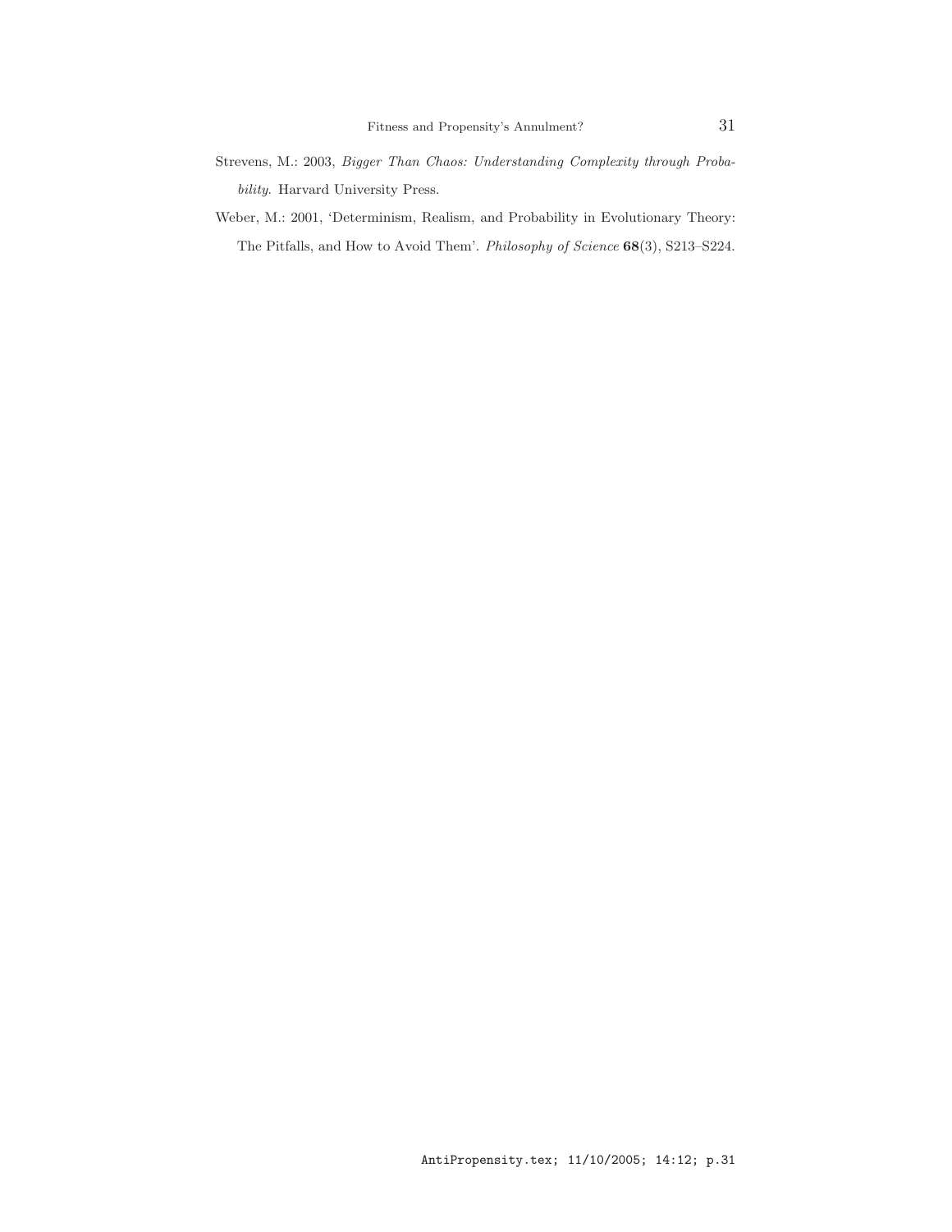Strevens, M.: 2003, *Bigger Than Chaos: Understanding Complexity through Probability*. Harvard University Press.

Weber, M.: 2001, 'Determinism, Realism, and Probability in Evolutionary Theory: The Pitfalls, and How to Avoid Them'. *Philosophy of Science* **68**(3), S213–S224.